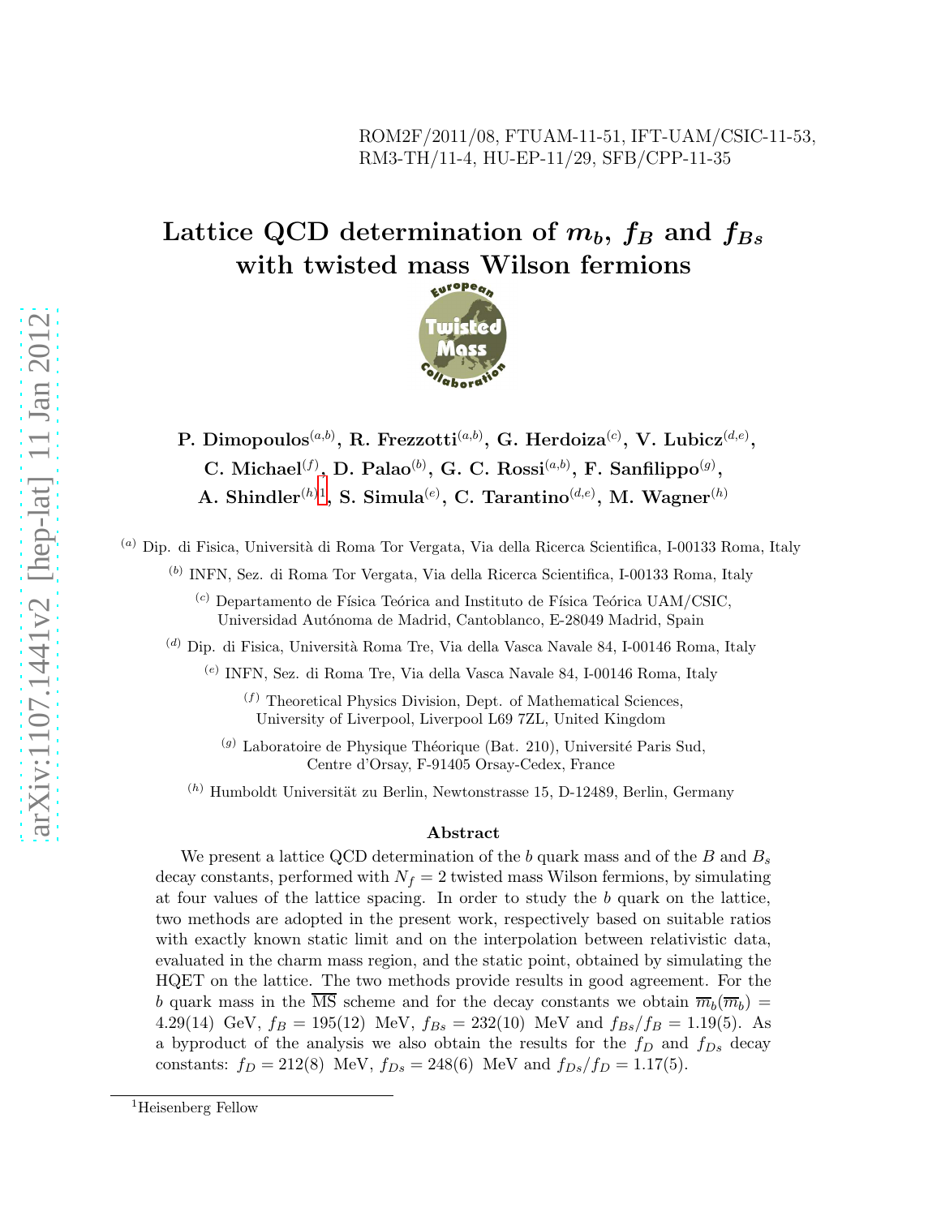ROM2F/2011/08, FTUAM-11-51, IFT-UAM/CSIC-11-53, RM3-TH/11-4, HU-EP-11/29, SFB/CPP-11-35

# Lattice QCD determination of $m_b$, $f_B$ and $f_{Bs}$ with twisted mass Wilson fermions

**P. Dimopoulos**[(a,b)], **R. Frezzotti**[(a,b)], **G. Herdoiza**[(c)], **V. Lubicz**[(d,e)], **C. Michael**[(f)], **D. Palao**[(b)], **G. C. Rossi**[(a,b)], **F. Sanfilippo**[(g)], **A. Shindler**[(h)][1], **S. Simula**[(e)], **C. Tarantino**[(d,e)], **M. Wagner**[(h)]

[(a)] Dip. di Fisica, Università di Roma Tor Vergata, Via della Ricerca Scientifica, I-00133 Roma, Italy

[(b)] INFN, Sez. di Roma Tor Vergata, Via della Ricerca Scientifica, I-00133 Roma, Italy

[(c)] Departamento de Física Teórica and Instituto de Física Teórica UAM/CSIC, Universidad Autónoma de Madrid, Cantoblanco, E-28049 Madrid, Spain

[(d)] Dip. di Fisica, Università Roma Tre, Via della Vasca Navale 84, I-00146 Roma, Italy

[(e)] INFN, Sez. di Roma Tre, Via della Vasca Navale 84, I-00146 Roma, Italy

[(f)] Theoretical Physics Division, Dept. of Mathematical Sciences, University of Liverpool, Liverpool L69 7ZL, United Kingdom

[(g)] Laboratoire de Physique Théorique (Bat. 210), Université Paris Sud, Centre d'Orsay, F-91405 Orsay-Cedex, France

[(h)] Humboldt Universität zu Berlin, Newtonstrasse 15, D-12489, Berlin, Germany

## Abstract

We present a lattice QCD determination of the $b$ quark mass and of the $B$ and $B_s$ decay constants, performed with $N_f = 2$ twisted mass Wilson fermions, by simulating at four values of the lattice spacing. In order to study the $b$ quark on the lattice, two methods are adopted in the present work, respectively based on suitable ratios with exactly known static limit and on the interpolation between relativistic data, evaluated in the charm mass region, and the static point, obtained by simulating the HQET on the lattice. The two methods provide results in good agreement. For the $b$ quark mass in the $\overline{\text{MS}}$ scheme and for the decay constants we obtain $\overline{m}_b(\overline{m}_b) = 4.29(14)$ GeV, $f_B = 195(12)$ MeV, $f_{Bs} = 232(10)$ MeV and $f_{Bs}/f_B = 1.19(5)$. As a byproduct of the analysis we also obtain the results for the $f_D$ and $f_{Ds}$ decay constants: $f_D = 212(8)$ MeV, $f_{Ds} = 248(6)$ MeV and $f_{Ds}/f_D = 1.17(5)$.

[1] Heisenberg Fellow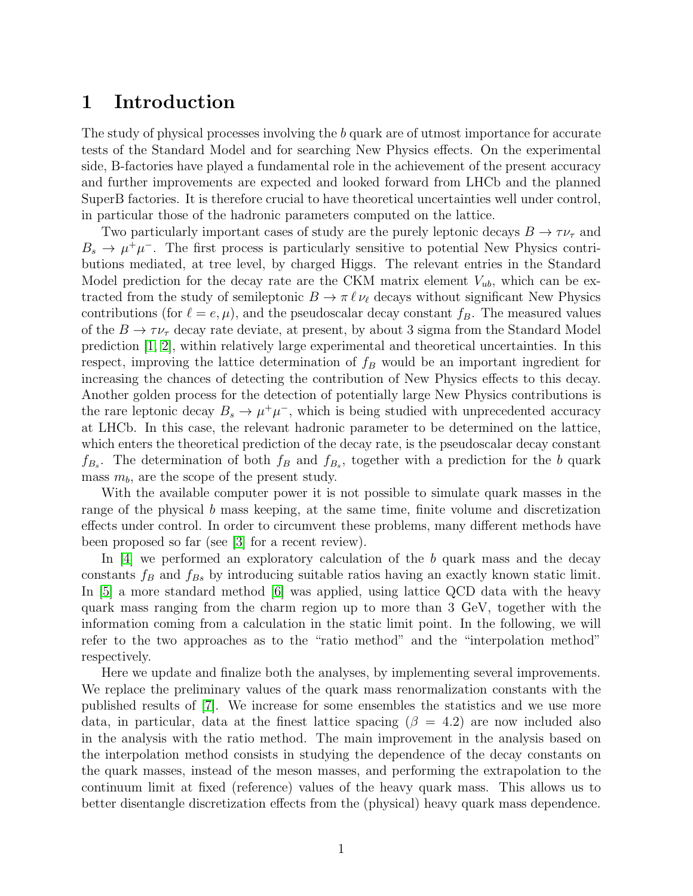# 1 Introduction

The study of physical processes involving the $b$ quark are of utmost importance for accurate tests of the Standard Model and for searching New Physics effects. On the experimental side, B-factories have played a fundamental role in the achievement of the present accuracy and further improvements are expected and looked forward from LHCb and the planned SuperB factories. It is therefore crucial to have theoretical uncertainties well under control, in particular those of the hadronic parameters computed on the lattice.

Two particularly important cases of study are the purely leptonic decays $B \to \tau\nu_\tau$ and $B_s \to \mu^+\mu^-$. The first process is particularly sensitive to potential New Physics contributions mediated, at tree level, by charged Higgs. The relevant entries in the Standard Model prediction for the decay rate are the CKM matrix element $V_{ub}$, which can be extracted from the study of semileptonic $B \to \pi\, \ell\, \nu_\ell$ decays without significant New Physics contributions (for $\ell = e, \mu$), and the pseudoscalar decay constant $f_B$. The measured values of the $B \to \tau\nu_\tau$ decay rate deviate, at present, by about 3 sigma from the Standard Model prediction [1, 2], within relatively large experimental and theoretical uncertainties. In this respect, improving the lattice determination of $f_B$ would be an important ingredient for increasing the chances of detecting the contribution of New Physics effects to this decay. Another golden process for the detection of potentially large New Physics contributions is the rare leptonic decay $B_s \to \mu^+\mu^-$, which is being studied with unprecedented accuracy at LHCb. In this case, the relevant hadronic parameter to be determined on the lattice, which enters the theoretical prediction of the decay rate, is the pseudoscalar decay constant $f_{B_s}$. The determination of both $f_B$ and $f_{B_s}$, together with a prediction for the $b$ quark mass $m_b$, are the scope of the present study.

With the available computer power it is not possible to simulate quark masses in the range of the physical $b$ mass keeping, at the same time, finite volume and discretization effects under control. In order to circumvent these problems, many different methods have been proposed so far (see [3] for a recent review).

In [4] we performed an exploratory calculation of the $b$ quark mass and the decay constants $f_B$ and $f_{Bs}$ by introducing suitable ratios having an exactly known static limit. In [5] a more standard method [6] was applied, using lattice QCD data with the heavy quark mass ranging from the charm region up to more than 3 GeV, together with the information coming from a calculation in the static limit point. In the following, we will refer to the two approaches as to the "ratio method" and the "interpolation method" respectively.

Here we update and finalize both the analyses, by implementing several improvements. We replace the preliminary values of the quark mass renormalization constants with the published results of [7]. We increase for some ensembles the statistics and we use more data, in particular, data at the finest lattice spacing ($\beta = 4.2$) are now included also in the analysis with the ratio method. The main improvement in the analysis based on the interpolation method consists in studying the dependence of the decay constants on the quark masses, instead of the meson masses, and performing the extrapolation to the continuum limit at fixed (reference) values of the heavy quark mass. This allows us to better disentangle discretization effects from the (physical) heavy quark mass dependence.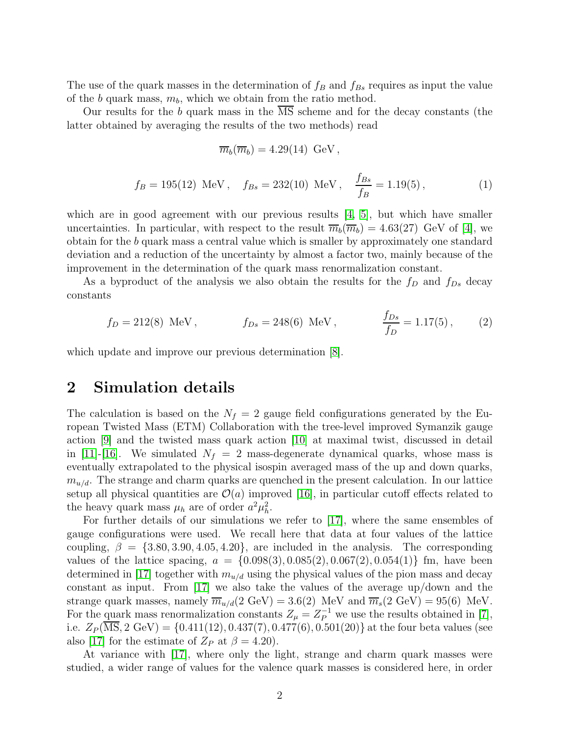The use of the quark masses in the determination of $f_B$ and $f_{Bs}$ requires as input the value of the $b$ quark mass, $m_b$, which we obtain from the ratio method.

Our results for the $b$ quark mass in the $\overline{\rm MS}$ scheme and for the decay constants (the latter obtained by averaging the results of the two methods) read

$$\overline{m}_b(\overline{m}_b) = 4.29(14)\ \text{GeV}\,,$$

$$f_B = 195(12)\ \text{MeV}\,, \quad f_{Bs} = 232(10)\ \text{MeV}\,, \quad \frac{f_{Bs}}{f_B} = 1.19(5)\,, \tag{1}$$

which are in good agreement with our previous results [4, 5], but which have smaller uncertainties. In particular, with respect to the result $\overline{m}_b(\overline{m}_b) = 4.63(27)$ GeV of [4], we obtain for the $b$ quark mass a central value which is smaller by approximately one standard deviation and a reduction of the uncertainty by almost a factor two, mainly because of the improvement in the determination of the quark mass renormalization constant.

As a byproduct of the analysis we also obtain the results for the $f_D$ and $f_{Ds}$ decay constants

$$f_D = 212(8)\ \text{MeV}\,, \qquad f_{Ds} = 248(6)\ \text{MeV}\,, \qquad \frac{f_{Ds}}{f_D} = 1.17(5)\,, \tag{2}$$

which update and improve our previous determination [8].

## 2 Simulation details

The calculation is based on the $N_f = 2$ gauge field configurations generated by the European Twisted Mass (ETM) Collaboration with the tree-level improved Symanzik gauge action [9] and the twisted mass quark action [10] at maximal twist, discussed in detail in [11]-[16]. We simulated $N_f = 2$ mass-degenerate dynamical quarks, whose mass is eventually extrapolated to the physical isospin averaged mass of the up and down quarks, $m_{u/d}$. The strange and charm quarks are quenched in the present calculation. In our lattice setup all physical quantities are $\mathcal{O}(a)$ improved [16], in particular cutoff effects related to the heavy quark mass $\mu_h$ are of order $a^2\mu_h^2$.

For further details of our simulations we refer to [17], where the same ensembles of gauge configurations were used. We recall here that data at four values of the lattice coupling, $\beta = \{3.80, 3.90, 4.05, 4.20\}$, are included in the analysis. The corresponding values of the lattice spacing, $a = \{0.098(3), 0.085(2), 0.067(2), 0.054(1)\}$ fm, have been determined in [17] together with $m_{u/d}$ using the physical values of the pion mass and decay constant as input. From [17] we also take the values of the average up/down and the strange quark masses, namely $\overline{m}_{u/d}(2\ \text{GeV}) = 3.6(2)$ MeV and $\overline{m}_s(2\ \text{GeV}) = 95(6)$ MeV. For the quark mass renormalization constants $Z_\mu = Z_P^{-1}$ we use the results obtained in [7], i.e. $Z_P(\overline{\rm MS}, 2\ \text{GeV}) = \{0.411(12), 0.437(7), 0.477(6), 0.501(20)\}$ at the four beta values (see also [17] for the estimate of $Z_P$ at $\beta = 4.20$).

At variance with [17], where only the light, strange and charm quark masses were studied, a wider range of values for the valence quark masses is considered here, in order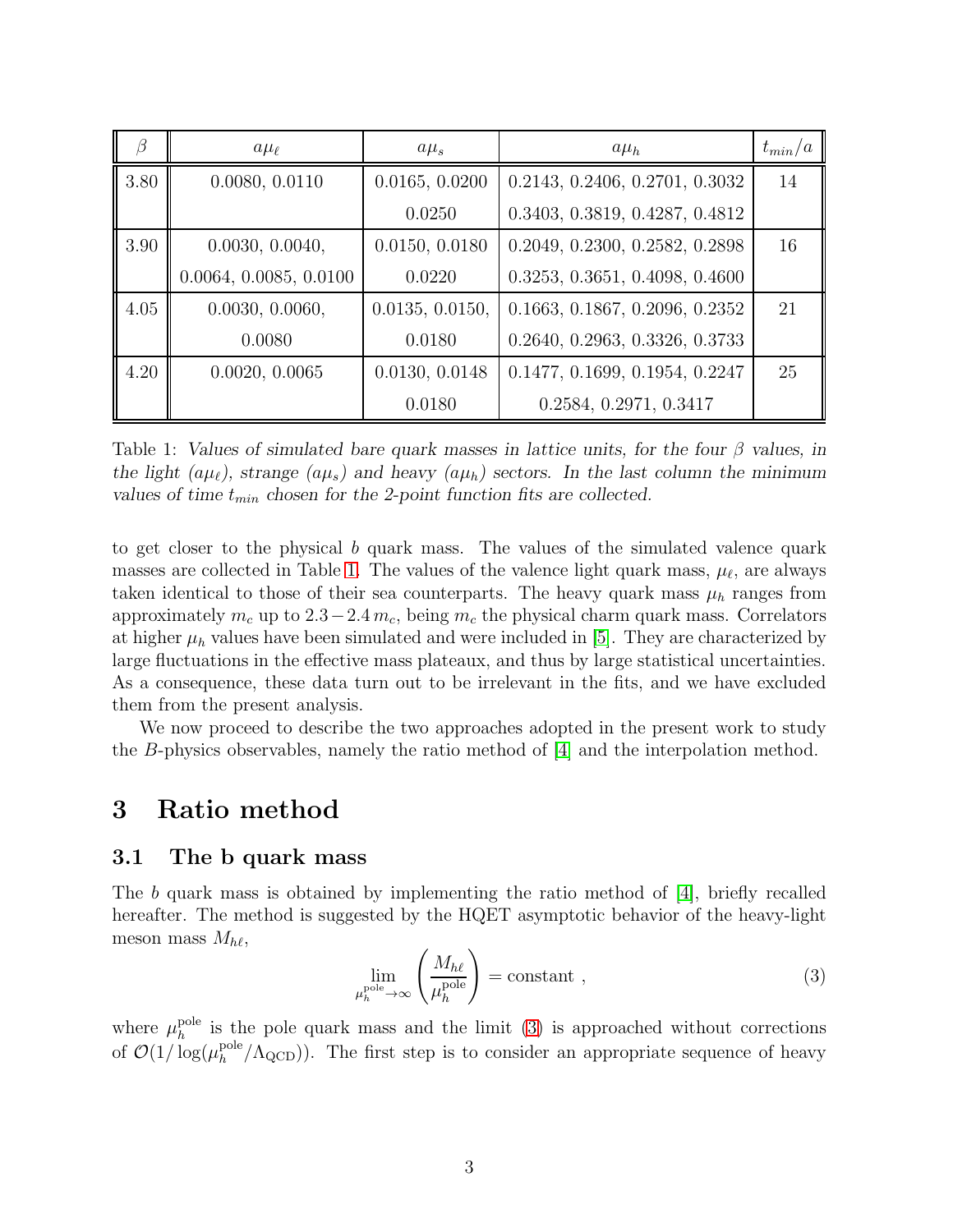| $\beta$ | $a\mu_\ell$ | $a\mu_s$ | $a\mu_h$ | $t_{min}/a$ |
|---|---|---|---|---|
| 3.80 | 0.0080, 0.0110 | 0.0165, 0.0200 | 0.2143, 0.2406, 0.2701, 0.3032 | 14 |
| | | 0.0250 | 0.3403, 0.3819, 0.4287, 0.4812 | |
| 3.90 | 0.0030, 0.0040, | 0.0150, 0.0180 | 0.2049, 0.2300, 0.2582, 0.2898 | 16 |
| | 0.0064, 0.0085, 0.0100 | 0.0220 | 0.3253, 0.3651, 0.4098, 0.4600 | |
| 4.05 | 0.0030, 0.0060, | 0.0135, 0.0150, | 0.1663, 0.1867, 0.2096, 0.2352 | 21 |
| | 0.0080 | 0.0180 | 0.2640, 0.2963, 0.3326, 0.3733 | |
| 4.20 | 0.0020, 0.0065 | 0.0130, 0.0148 | 0.1477, 0.1699, 0.1954, 0.2247 | 25 |
| | | 0.0180 | 0.2584, 0.2971, 0.3417 | |

Table 1: *Values of simulated bare quark masses in lattice units, for the four $\beta$ values, in the light ($a\mu_\ell$), strange ($a\mu_s$) and heavy ($a\mu_h$) sectors. In the last column the minimum values of time $t_{min}$ chosen for the 2-point function fits are collected.*

to get closer to the physical $b$ quark mass. The values of the simulated valence quark masses are collected in Table 1. The values of the valence light quark mass, $\mu_\ell$, are always taken identical to those of their sea counterparts. The heavy quark mass $\mu_h$ ranges from approximately $m_c$ up to $2.3-2.4\, m_c$, being $m_c$ the physical charm quark mass. Correlators at higher $\mu_h$ values have been simulated and were included in [5]. They are characterized by large fluctuations in the effective mass plateaux, and thus by large statistical uncertainties. As a consequence, these data turn out to be irrelevant in the fits, and we have excluded them from the present analysis.

We now proceed to describe the two approaches adopted in the present work to study the $B$-physics observables, namely the ratio method of [4] and the interpolation method.

# 3 Ratio method

## 3.1 The b quark mass

The $b$ quark mass is obtained by implementing the ratio method of [4], briefly recalled hereafter. The method is suggested by the HQET asymptotic behavior of the heavy-light meson mass $M_{h\ell}$,

$$\lim_{\mu_h^{\rm pole}\to\infty} \left(\frac{M_{h\ell}}{\mu_h^{\rm pole}}\right) = \text{constant} \;, \tag{3}$$

where $\mu_h^{\rm pole}$ is the pole quark mass and the limit (3) is approached without corrections of $\mathcal{O}(1/\log(\mu_h^{\rm pole}/\Lambda_{\rm QCD}))$. The first step is to consider an appropriate sequence of heavy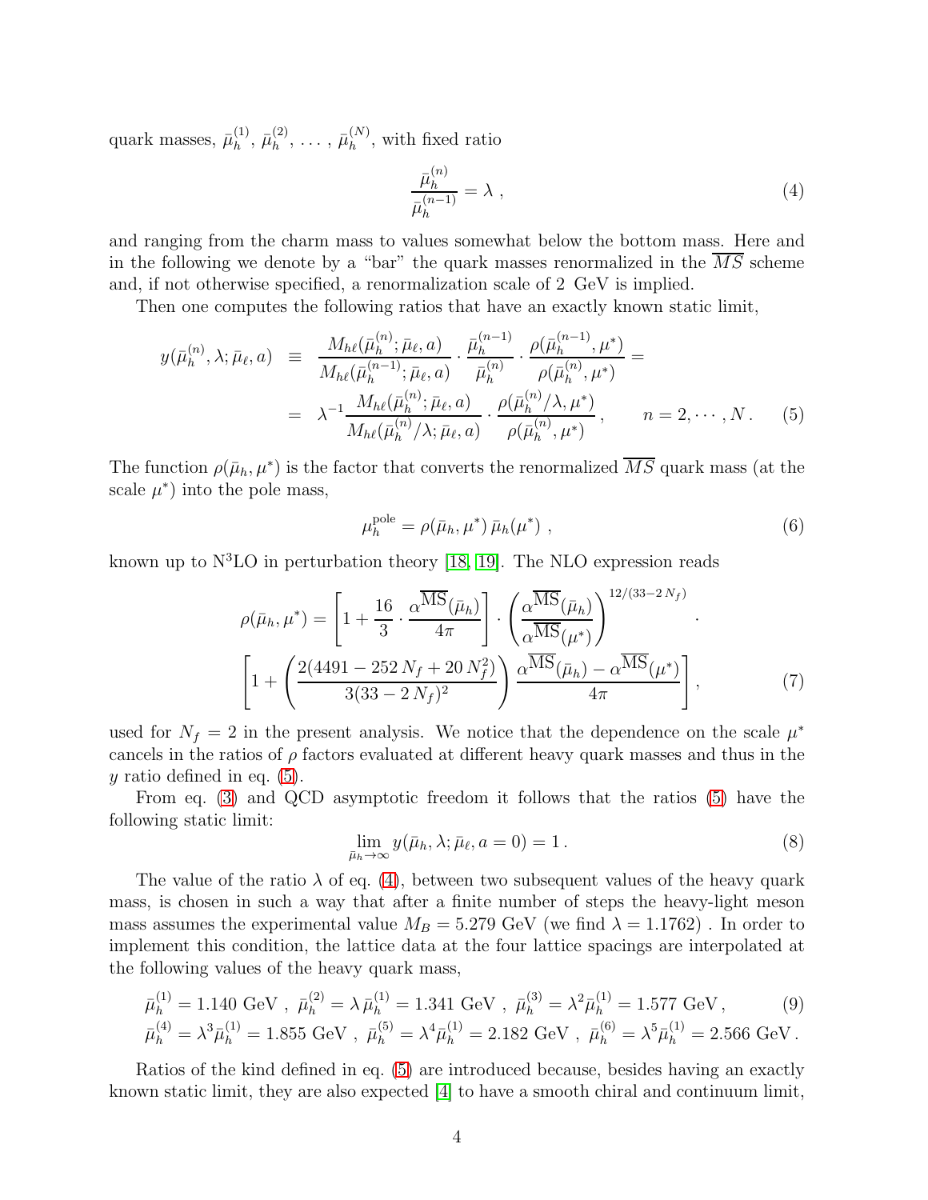quark masses, $\bar{\mu}_h^{(1)}$, $\bar{\mu}_h^{(2)}$, ... , $\bar{\mu}_h^{(N)}$, with fixed ratio

$$\frac{\bar{\mu}_h^{(n)}}{\bar{\mu}_h^{(n-1)}} = \lambda \ , \tag{4}$$

and ranging from the charm mass to values somewhat below the bottom mass. Here and in the following we denote by a "bar" the quark masses renormalized in the $\overline{MS}$ scheme and, if not otherwise specified, a renormalization scale of 2 GeV is implied.

Then one computes the following ratios that have an exactly known static limit,

$$\begin{aligned} y(\bar{\mu}_h^{(n)}, \lambda; \bar{\mu}_\ell, a) &\equiv \frac{M_{h\ell}(\bar{\mu}_h^{(n)}; \bar{\mu}_\ell, a)}{M_{h\ell}(\bar{\mu}_h^{(n-1)}; \bar{\mu}_\ell, a)} \cdot \frac{\bar{\mu}_h^{(n-1)}}{\bar{\mu}_h^{(n)}} \cdot \frac{\rho(\bar{\mu}_h^{(n-1)}, \mu^*)}{\rho(\bar{\mu}_h^{(n)}, \mu^*)} = \\ &= \lambda^{-1} \frac{M_{h\ell}(\bar{\mu}_h^{(n)}; \bar{\mu}_\ell, a)}{M_{h\ell}(\bar{\mu}_h^{(n)}/\lambda; \bar{\mu}_\ell, a)} \cdot \frac{\rho(\bar{\mu}_h^{(n)}/\lambda, \mu^*)}{\rho(\bar{\mu}_h^{(n)}, \mu^*)}, \qquad n = 2, \cdots, N \, . \end{aligned} \tag{5}$$

The function $\rho(\bar{\mu}_h, \mu^*)$ is the factor that converts the renormalized $\overline{MS}$ quark mass (at the scale $\mu^*$) into the pole mass,

$$\mu_h^{\rm pole} = \rho(\bar{\mu}_h, \mu^*) \, \bar{\mu}_h(\mu^*) \ , \tag{6}$$

known up to N$^3$LO in perturbation theory [18, 19]. The NLO expression reads

$$\begin{aligned} \rho(\bar{\mu}_h, \mu^*) = \left[1 + \frac{16}{3} \cdot \frac{\alpha^{\overline{\rm MS}}(\bar{\mu}_h)}{4\pi}\right] \cdot \left(\frac{\alpha^{\overline{\rm MS}}(\bar{\mu}_h)}{\alpha^{\overline{\rm MS}}(\mu^*)}\right)^{12/(33-2\,N_f)} \cdot \\ \left[1 + \left(\frac{2(4491 - 252\,N_f + 20\,N_f^2)}{3(33-2\,N_f)^2}\right) \frac{\alpha^{\overline{\rm MS}}(\bar{\mu}_h) - \alpha^{\overline{\rm MS}}(\mu^*)}{4\pi}\right], \end{aligned} \tag{7}$$

used for $N_f = 2$ in the present analysis. We notice that the dependence on the scale $\mu^*$ cancels in the ratios of $\rho$ factors evaluated at different heavy quark masses and thus in the $y$ ratio defined in eq. (5).

From eq. (3) and QCD asymptotic freedom it follows that the ratios (5) have the following static limit:

$$\lim_{\bar{\mu}_h \to \infty} y(\bar{\mu}_h, \lambda; \bar{\mu}_\ell, a = 0) = 1 \, . \tag{8}$$

The value of the ratio $\lambda$ of eq. (4), between two subsequent values of the heavy quark mass, is chosen in such a way that after a finite number of steps the heavy-light meson mass assumes the experimental value $M_B = 5.279$ GeV (we find $\lambda = 1.1762$) . In order to implement this condition, the lattice data at the four lattice spacings are interpolated at the following values of the heavy quark mass,

$$\begin{aligned} &\bar{\mu}_h^{(1)} = 1.140 \text{ GeV} \ , \ \bar{\mu}_h^{(2)} = \lambda\,\bar{\mu}_h^{(1)} = 1.341 \text{ GeV} \ , \ \bar{\mu}_h^{(3)} = \lambda^2 \bar{\mu}_h^{(1)} = 1.577 \text{ GeV} \, , \\ &\bar{\mu}_h^{(4)} = \lambda^3 \bar{\mu}_h^{(1)} = 1.855 \text{ GeV} \ , \ \bar{\mu}_h^{(5)} = \lambda^4 \bar{\mu}_h^{(1)} = 2.182 \text{ GeV} \ , \ \bar{\mu}_h^{(6)} = \lambda^5 \bar{\mu}_h^{(1)} = 2.566 \text{ GeV} \, . \end{aligned} \tag{9}$$

Ratios of the kind defined in eq. (5) are introduced because, besides having an exactly known static limit, they are also expected [4] to have a smooth chiral and continuum limit,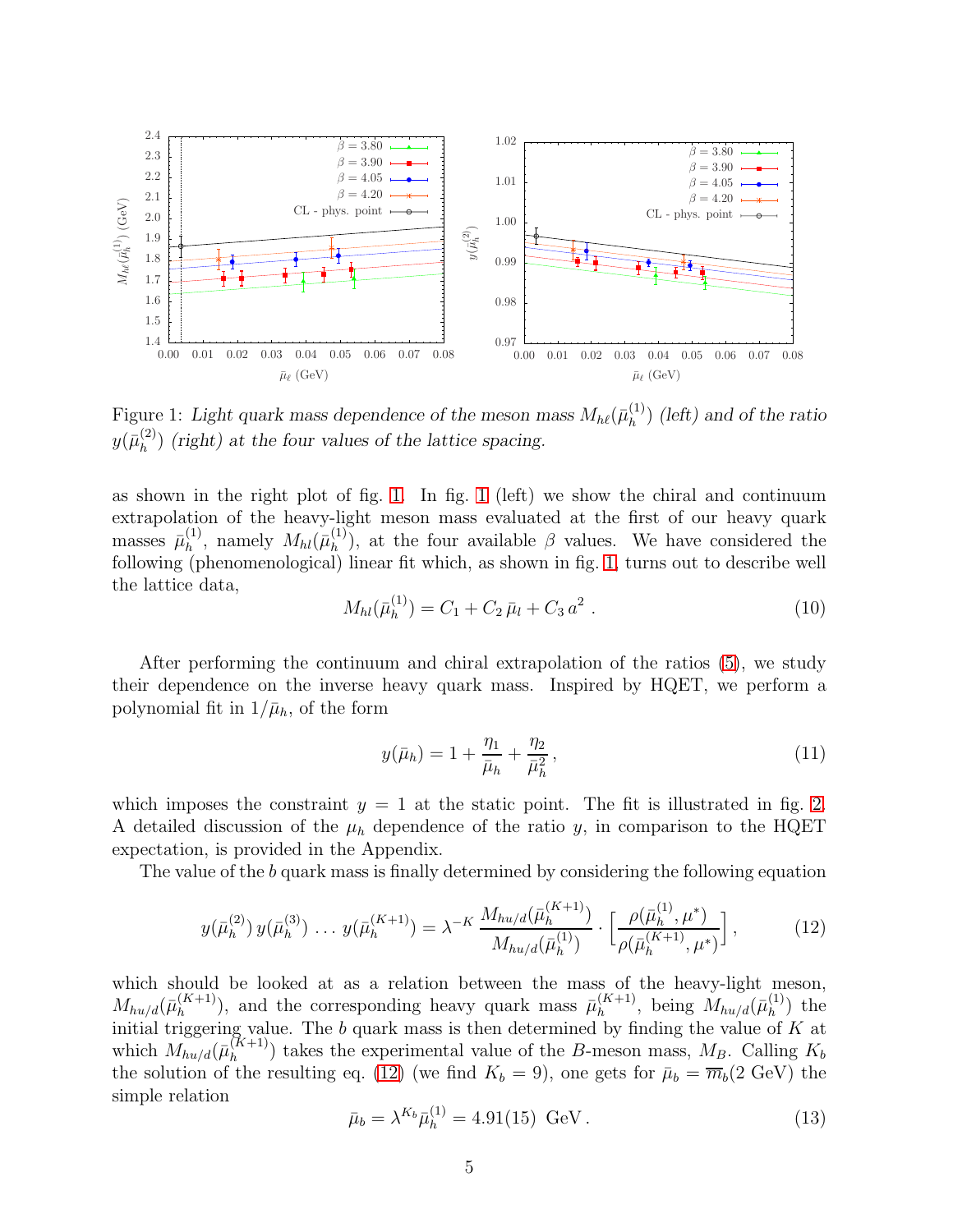Figure 1: *Light quark mass dependence of the meson mass $M_{h\ell}(\bar{\mu}_h^{(1)})$ (left) and of the ratio $y(\bar{\mu}_h^{(2)})$ (right) at the four values of the lattice spacing.*

as shown in the right plot of fig. 1. In fig. 1 (left) we show the chiral and continuum extrapolation of the heavy-light meson mass evaluated at the first of our heavy quark masses $\bar{\mu}_h^{(1)}$, namely $M_{hl}(\bar{\mu}_h^{(1)})$, at the four available $\beta$ values. We have considered the following (phenomenological) linear fit which, as shown in fig. 1, turns out to describe well the lattice data,

$$M_{hl}(\bar{\mu}_h^{(1)}) = C_1 + C_2\,\bar{\mu}_l + C_3\,a^2\ . \tag{10}$$

After performing the continuum and chiral extrapolation of the ratios (5), we study their dependence on the inverse heavy quark mass. Inspired by HQET, we perform a polynomial fit in $1/\bar{\mu}_h$, of the form

$$y(\bar{\mu}_h) = 1 + \frac{\eta_1}{\bar{\mu}_h} + \frac{\eta_2}{\bar{\mu}_h^2}\,, \tag{11}$$

which imposes the constraint $y = 1$ at the static point. The fit is illustrated in fig. 2. A detailed discussion of the $\mu_h$ dependence of the ratio $y$, in comparison to the HQET expectation, is provided in the Appendix.

The value of the $b$ quark mass is finally determined by considering the following equation

$$y(\bar{\mu}_h^{(2)})\,y(\bar{\mu}_h^{(3)})\,\ldots\,y(\bar{\mu}_h^{(K+1)}) = \lambda^{-K}\,\frac{M_{hu/d}(\bar{\mu}_h^{(K+1)})}{M_{hu/d}(\bar{\mu}_h^{(1)})}\cdot\left[\frac{\rho(\bar{\mu}_h^{(1)},\mu^*)}{\rho(\bar{\mu}_h^{(K+1)},\mu^*)}\right], \tag{12}$$

which should be looked at as a relation between the mass of the heavy-light meson, $M_{hu/d}(\bar{\mu}_h^{(K+1)})$, and the corresponding heavy quark mass $\bar{\mu}_h^{(K+1)}$, being $M_{hu/d}(\bar{\mu}_h^{(1)})$ the initial triggering value. The $b$ quark mass is then determined by finding the value of $K$ at which $M_{hu/d}(\bar{\mu}_h^{(K+1)})$ takes the experimental value of the $B$-meson mass, $M_B$. Calling $K_b$ the solution of the resulting eq. (12) (we find $K_b = 9$), one gets for $\bar{\mu}_b = \overline{m}_b(2\ \text{GeV})$ the simple relation

$$\bar{\mu}_b = \lambda^{K_b}\bar{\mu}_h^{(1)} = 4.91(15)\ \text{GeV}\,. \tag{13}$$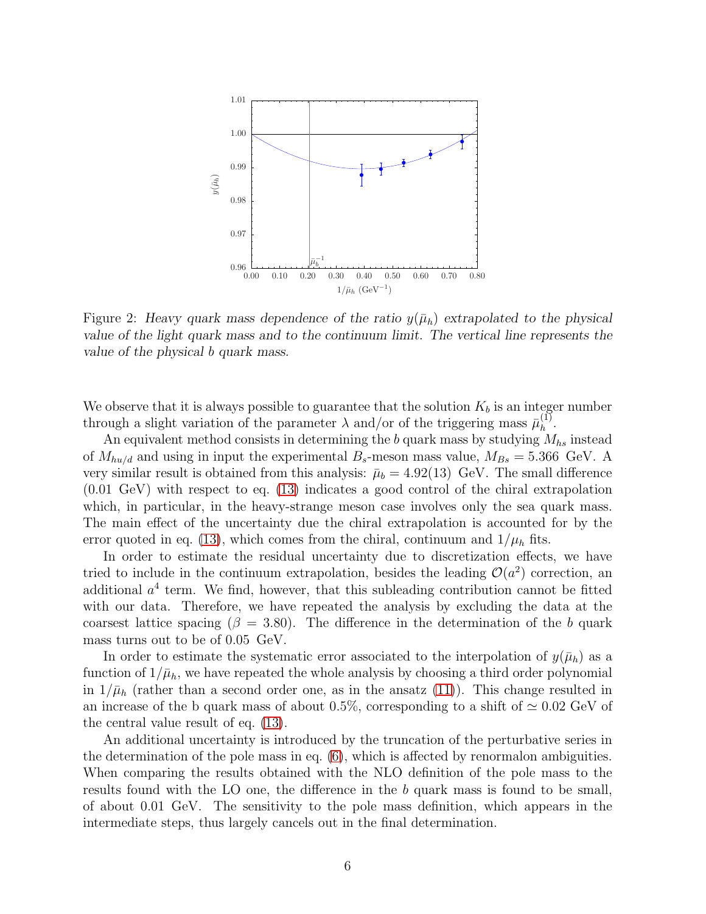Figure 2: *Heavy quark mass dependence of the ratio $y(\bar{\mu}_h)$ extrapolated to the physical value of the light quark mass and to the continuum limit. The vertical line represents the value of the physical $b$ quark mass.*

We observe that it is always possible to guarantee that the solution $K_b$ is an integer number through a slight variation of the parameter $\lambda$ and/or of the triggering mass $\bar{\mu}_h^{(1)}$.

An equivalent method consists in determining the $b$ quark mass by studying $M_{hs}$ instead of $M_{hu/d}$ and using in input the experimental $B_s$-meson mass value, $M_{Bs} = 5.366$ GeV. A very similar result is obtained from this analysis: $\bar{\mu}_b = 4.92(13)$ GeV. The small difference (0.01 GeV) with respect to eq. (13) indicates a good control of the chiral extrapolation which, in particular, in the heavy-strange meson case involves only the sea quark mass. The main effect of the uncertainty due the chiral extrapolation is accounted for by the error quoted in eq. (13), which comes from the chiral, continuum and $1/\mu_h$ fits.

In order to estimate the residual uncertainty due to discretization effects, we have tried to include in the continuum extrapolation, besides the leading $\mathcal{O}(a^2)$ correction, an additional $a^4$ term. We find, however, that this subleading contribution cannot be fitted with our data. Therefore, we have repeated the analysis by excluding the data at the coarsest lattice spacing ($\beta = 3.80$). The difference in the determination of the $b$ quark mass turns out to be of 0.05 GeV.

In order to estimate the systematic error associated to the interpolation of $y(\bar{\mu}_h)$ as a function of $1/\bar{\mu}_h$, we have repeated the whole analysis by choosing a third order polynomial in $1/\bar{\mu}_h$ (rather than a second order one, as in the ansatz (11)). This change resulted in an increase of the b quark mass of about 0.5%, corresponding to a shift of $\simeq 0.02$ GeV of the central value result of eq. (13).

An additional uncertainty is introduced by the truncation of the perturbative series in the determination of the pole mass in eq. (6), which is affected by renormalon ambiguities. When comparing the results obtained with the NLO definition of the pole mass to the results found with the LO one, the difference in the $b$ quark mass is found to be small, of about 0.01 GeV. The sensitivity to the pole mass definition, which appears in the intermediate steps, thus largely cancels out in the final determination.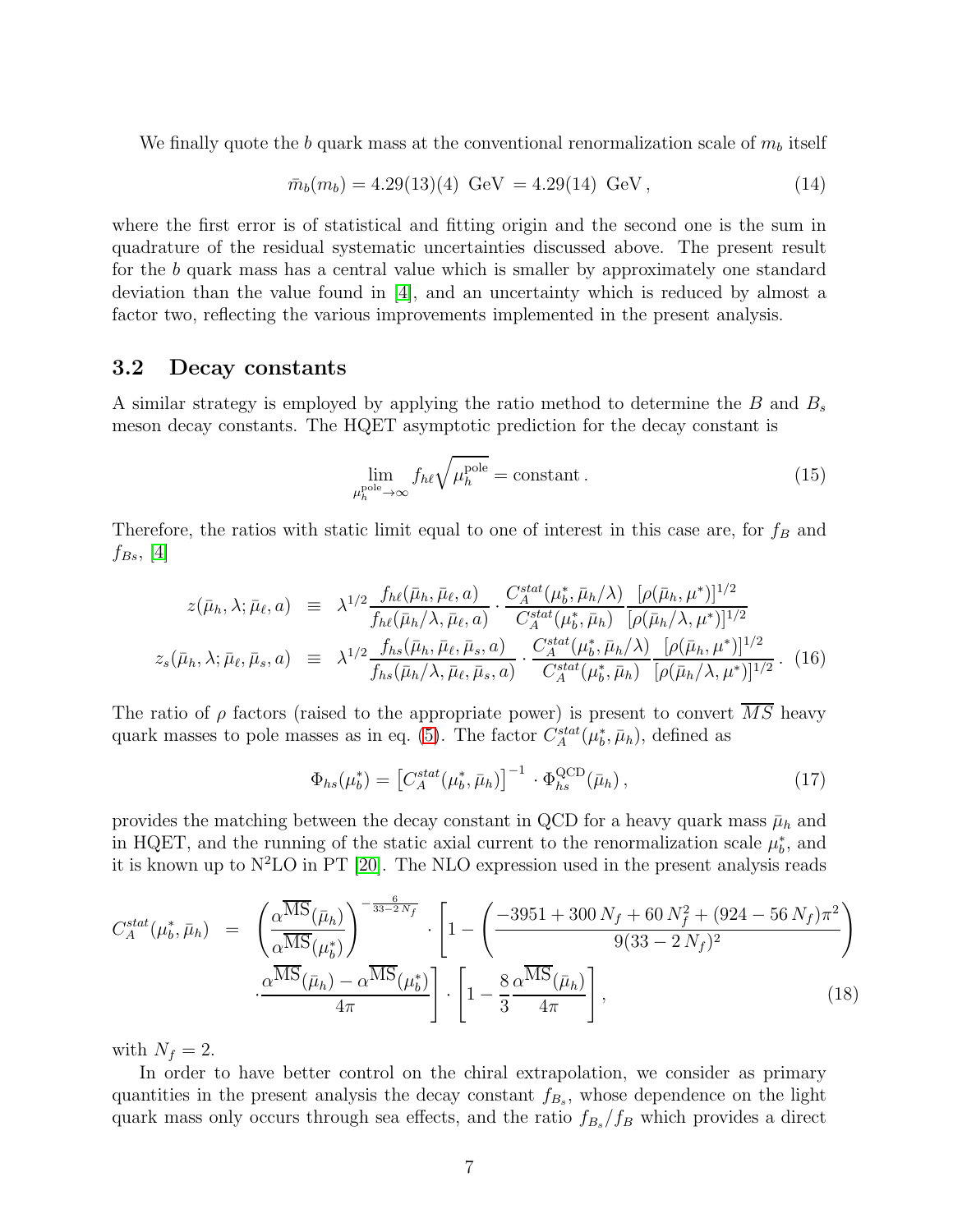We finally quote the $b$ quark mass at the conventional renormalization scale of $m_b$ itself

$$\bar{m}_b(m_b) = 4.29(13)(4)\ \text{GeV} = 4.29(14)\ \text{GeV}\,, \tag{14}$$

where the first error is of statistical and fitting origin and the second one is the sum in quadrature of the residual systematic uncertainties discussed above. The present result for the $b$ quark mass has a central value which is smaller by approximately one standard deviation than the value found in [4], and an uncertainty which is reduced by almost a factor two, reflecting the various improvements implemented in the present analysis.

### 3.2 Decay constants

A similar strategy is employed by applying the ratio method to determine the $B$ and $B_s$ meson decay constants. The HQET asymptotic prediction for the decay constant is

$$\lim_{\mu_h^{\rm pole}\to\infty} f_{h\ell}\sqrt{\mu_h^{\rm pole}} = \text{constant}\,. \tag{15}$$

Therefore, the ratios with static limit equal to one of interest in this case are, for $f_B$ and $f_{Bs}$, [4]

$$\begin{aligned}
z(\bar{\mu}_h,\lambda;\bar{\mu}_\ell,a) \;&\equiv\; \lambda^{1/2}\frac{f_{h\ell}(\bar{\mu}_h,\bar{\mu}_\ell,a)}{f_{h\ell}(\bar{\mu}_h/\lambda,\bar{\mu}_\ell,a)}\cdot\frac{C_A^{stat}(\mu_b^*,\bar{\mu}_h/\lambda)}{C_A^{stat}(\mu_b^*,\bar{\mu}_h)}\frac{[\rho(\bar{\mu}_h,\mu^*)]^{1/2}}{[\rho(\bar{\mu}_h/\lambda,\mu^*)]^{1/2}}\\
z_s(\bar{\mu}_h,\lambda;\bar{\mu}_\ell,\bar{\mu}_s,a) \;&\equiv\; \lambda^{1/2}\frac{f_{hs}(\bar{\mu}_h,\bar{\mu}_\ell,\bar{\mu}_s,a)}{f_{hs}(\bar{\mu}_h/\lambda,\bar{\mu}_\ell,\bar{\mu}_s,a)}\cdot\frac{C_A^{stat}(\mu_b^*,\bar{\mu}_h/\lambda)}{C_A^{stat}(\mu_b^*,\bar{\mu}_h)}\frac{[\rho(\bar{\mu}_h,\mu^*)]^{1/2}}{[\rho(\bar{\mu}_h/\lambda,\mu^*)]^{1/2}}\,.
\end{aligned} \tag{16}$$

The ratio of $\rho$ factors (raised to the appropriate power) is present to convert $\overline{MS}$ heavy quark masses to pole masses as in eq. (5). The factor $C_A^{stat}(\mu_b^*,\bar{\mu}_h)$, defined as

$$\Phi_{hs}(\mu_b^*) = \left[C_A^{stat}(\mu_b^*,\bar{\mu}_h)\right]^{-1}\cdot\Phi_{hs}^{\rm QCD}(\bar{\mu}_h)\,, \tag{17}$$

provides the matching between the decay constant in QCD for a heavy quark mass $\bar{\mu}_h$ and in HQET, and the running of the static axial current to the renormalization scale $\mu_b^*$, and it is known up to N$^2$LO in PT [20]. The NLO expression used in the present analysis reads

$$\begin{aligned}
C_A^{stat}(\mu_b^*,\bar{\mu}_h) \;=\; &\left(\frac{\alpha^{\overline{\rm MS}}(\bar{\mu}_h)}{\alpha^{\overline{\rm MS}}(\mu_b^*)}\right)^{-\frac{6}{33-2N_f}}\cdot\left[1-\left(\frac{-3951+300\,N_f+60\,N_f^2+(924-56\,N_f)\pi^2}{9(33-2\,N_f)^2}\right)\right.\\
&\left.\cdot\frac{\alpha^{\overline{\rm MS}}(\bar{\mu}_h)-\alpha^{\overline{\rm MS}}(\mu_b^*)}{4\pi}\right]\cdot\left[1-\frac{8}{3}\frac{\alpha^{\overline{\rm MS}}(\bar{\mu}_h)}{4\pi}\right],
\end{aligned} \tag{18}$$

with $N_f = 2$.

In order to have better control on the chiral extrapolation, we consider as primary quantities in the present analysis the decay constant $f_{B_s}$, whose dependence on the light quark mass only occurs through sea effects, and the ratio $f_{B_s}/f_B$ which provides a direct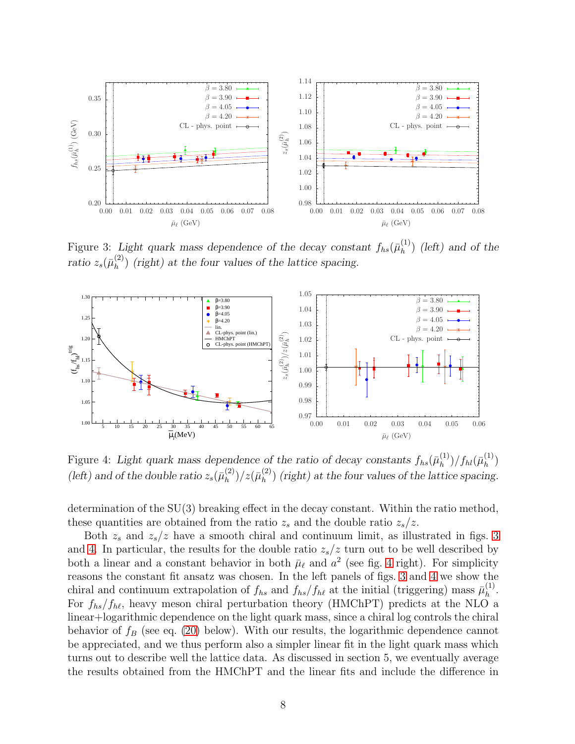Figure 3: *Light quark mass dependence of the decay constant $f_{hs}(\bar{\mu}_h^{(1)})$ (left) and of the ratio $z_s(\bar{\mu}_h^{(2)})$ (right) at the four values of the lattice spacing.*

Figure 4: *Light quark mass dependence of the ratio of decay constants $f_{hs}(\bar{\mu}_h^{(1)})/f_{hl}(\bar{\mu}_h^{(1)})$ (left) and of the double ratio $z_s(\bar{\mu}_h^{(2)})/z(\bar{\mu}_h^{(2)})$ (right) at the four values of the lattice spacing.*

determination of the SU(3) breaking effect in the decay constant. Within the ratio method, these quantities are obtained from the ratio $z_s$ and the double ratio $z_s/z$.

Both $z_s$ and $z_s/z$ have a smooth chiral and continuum limit, as illustrated in figs. 3 and 4. In particular, the results for the double ratio $z_s/z$ turn out to be well described by both a linear and a constant behavior in both $\bar{\mu}_\ell$ and $a^2$ (see fig. 4 right). For simplicity reasons the constant fit ansatz was chosen. In the left panels of figs. 3 and 4 we show the chiral and continuum extrapolation of $f_{hs}$ and $f_{hs}/f_{h\ell}$ at the initial (triggering) mass $\bar{\mu}_h^{(1)}$. For $f_{hs}/f_{h\ell}$, heavy meson chiral perturbation theory (HMChPT) predicts at the NLO a linear+logarithmic dependence on the light quark mass, since a chiral log controls the chiral behavior of $f_B$ (see eq. (20) below). With our results, the logarithmic dependence cannot be appreciated, and we thus perform also a simpler linear fit in the light quark mass which turns out to describe well the lattice data. As discussed in section 5, we eventually average the results obtained from the HMChPT and the linear fits and include the difference in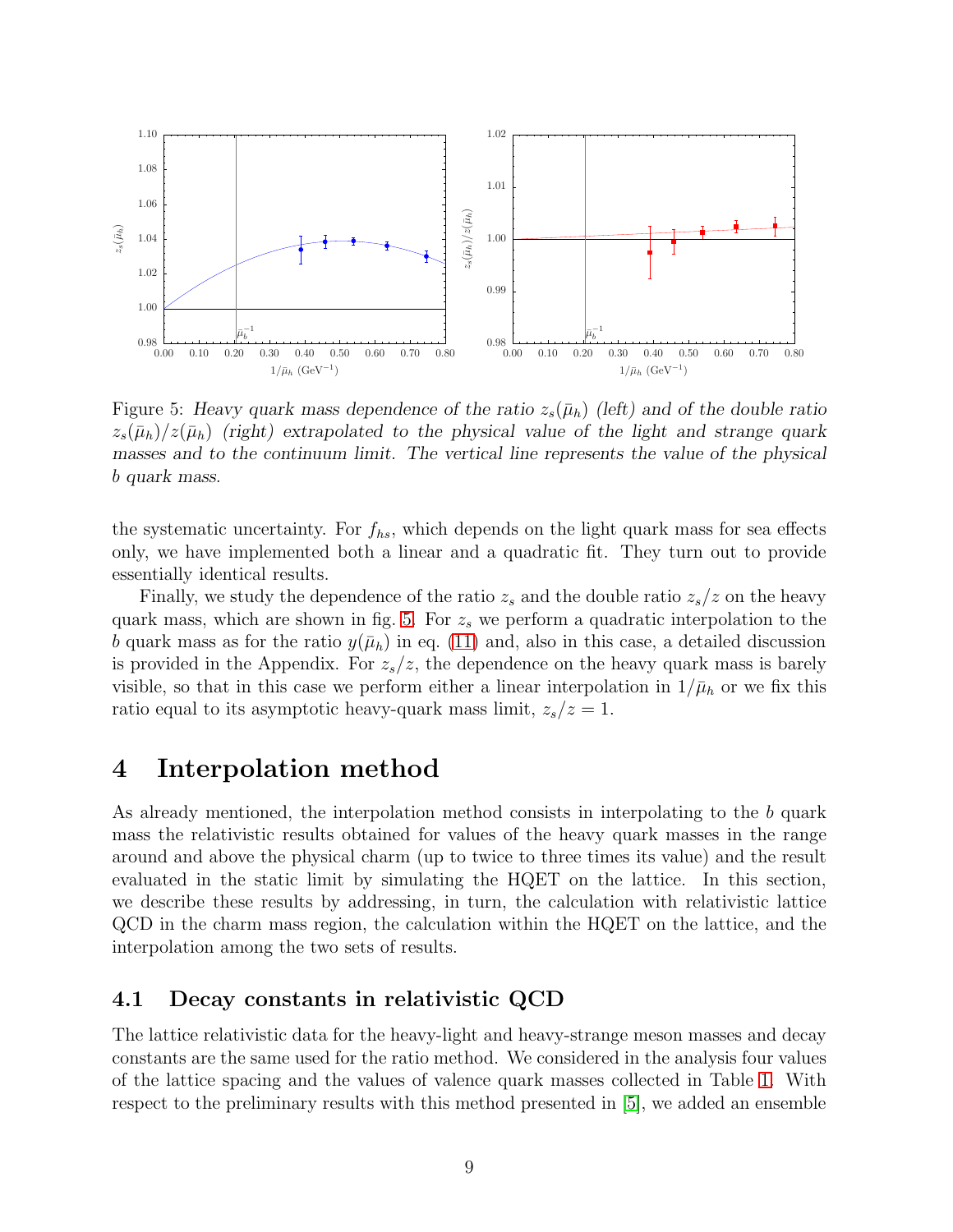Figure 5: *Heavy quark mass dependence of the ratio $z_s(\bar{\mu}_h)$ (left) and of the double ratio $z_s(\bar{\mu}_h)/z(\bar{\mu}_h)$ (right) extrapolated to the physical value of the light and strange quark masses and to the continuum limit. The vertical line represents the value of the physical b quark mass.*

the systematic uncertainty. For $f_{hs}$, which depends on the light quark mass for sea effects only, we have implemented both a linear and a quadratic fit. They turn out to provide essentially identical results.

Finally, we study the dependence of the ratio $z_s$ and the double ratio $z_s/z$ on the heavy quark mass, which are shown in fig. 5. For $z_s$ we perform a quadratic interpolation to the $b$ quark mass as for the ratio $y(\bar{\mu}_h)$ in eq. (11) and, also in this case, a detailed discussion is provided in the Appendix. For $z_s/z$, the dependence on the heavy quark mass is barely visible, so that in this case we perform either a linear interpolation in $1/\bar{\mu}_h$ or we fix this ratio equal to its asymptotic heavy-quark mass limit, $z_s/z = 1$.

# 4 Interpolation method

As already mentioned, the interpolation method consists in interpolating to the $b$ quark mass the relativistic results obtained for values of the heavy quark masses in the range around and above the physical charm (up to twice to three times its value) and the result evaluated in the static limit by simulating the HQET on the lattice. In this section, we describe these results by addressing, in turn, the calculation with relativistic lattice QCD in the charm mass region, the calculation within the HQET on the lattice, and the interpolation among the two sets of results.

## 4.1 Decay constants in relativistic QCD

The lattice relativistic data for the heavy-light and heavy-strange meson masses and decay constants are the same used for the ratio method. We considered in the analysis four values of the lattice spacing and the values of valence quark masses collected in Table 1. With respect to the preliminary results with this method presented in [5], we added an ensemble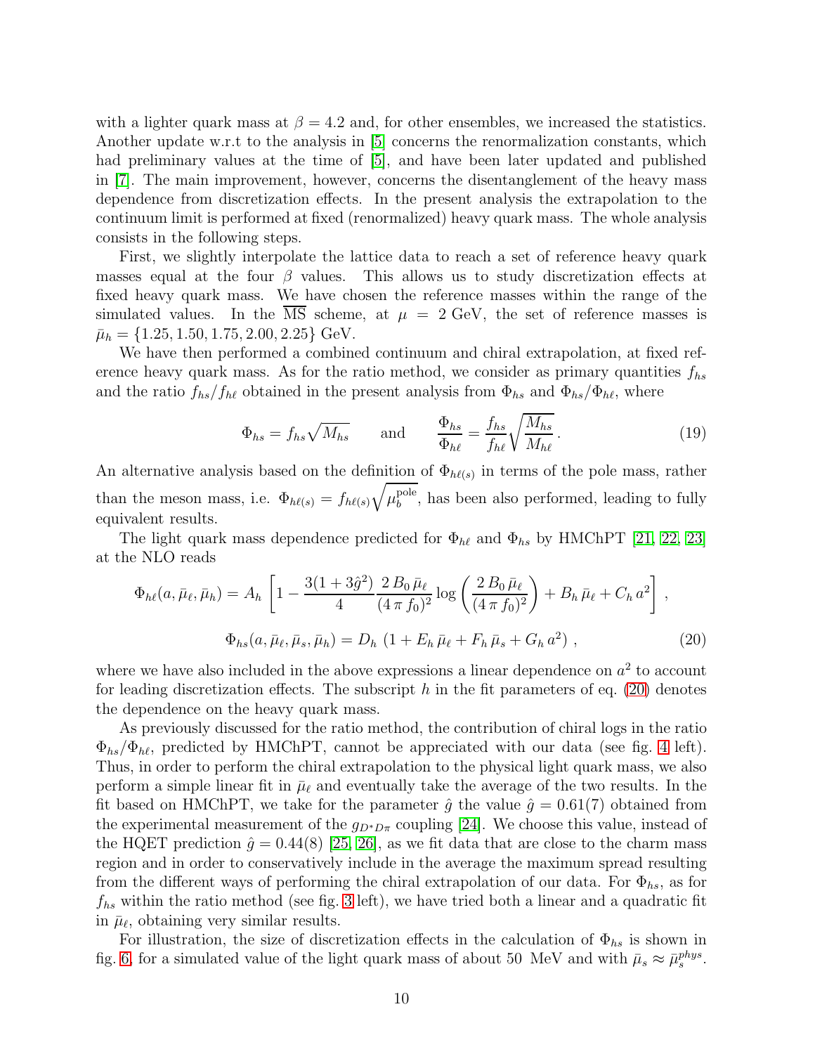with a lighter quark mass at $\beta = 4.2$ and, for other ensembles, we increased the statistics. Another update w.r.t to the analysis in [5] concerns the renormalization constants, which had preliminary values at the time of [5], and have been later updated and published in [7]. The main improvement, however, concerns the disentanglement of the heavy mass dependence from discretization effects. In the present analysis the extrapolation to the continuum limit is performed at fixed (renormalized) heavy quark mass. The whole analysis consists in the following steps.

First, we slightly interpolate the lattice data to reach a set of reference heavy quark masses equal at the four $\beta$ values. This allows us to study discretization effects at fixed heavy quark mass. We have chosen the reference masses within the range of the simulated values. In the $\overline{\rm MS}$ scheme, at $\mu = 2$ GeV, the set of reference masses is $\bar{\mu}_h = \{1.25, 1.50, 1.75, 2.00, 2.25\}$ GeV.

We have then performed a combined continuum and chiral extrapolation, at fixed reference heavy quark mass. As for the ratio method, we consider as primary quantities $f_{hs}$ and the ratio $f_{hs}/f_{h\ell}$ obtained in the present analysis from $\Phi_{hs}$ and $\Phi_{hs}/\Phi_{h\ell}$, where

$$\Phi_{hs} = f_{hs}\sqrt{M_{hs}} \qquad \text{and} \qquad \frac{\Phi_{hs}}{\Phi_{h\ell}} = \frac{f_{hs}}{f_{h\ell}}\sqrt{\frac{M_{hs}}{M_{h\ell}}}\,. \tag{19}$$

An alternative analysis based on the definition of $\Phi_{h\ell(s)}$ in terms of the pole mass, rather than the meson mass, i.e. $\Phi_{h\ell(s)} = f_{h\ell(s)}\sqrt{\mu_b^{\rm pole}}$, has been also performed, leading to fully equivalent results.

The light quark mass dependence predicted for $\Phi_{h\ell}$ and $\Phi_{hs}$ by HMChPT [21, 22, 23] at the NLO reads

$$\Phi_{h\ell}(a, \bar{\mu}_\ell, \bar{\mu}_h) = A_h\left[1 - \frac{3(1+3\hat{g}^2)}{4}\frac{2\,B_0\,\bar{\mu}_\ell}{(4\,\pi\,f_0)^2}\log\left(\frac{2\,B_0\,\bar{\mu}_\ell}{(4\,\pi\,f_0)^2}\right) + B_h\,\bar{\mu}_\ell + C_h\,a^2\right],$$

$$\Phi_{hs}(a, \bar{\mu}_\ell, \bar{\mu}_s, \bar{\mu}_h) = D_h\,\left(1 + E_h\,\bar{\mu}_\ell + F_h\,\bar{\mu}_s + G_h\,a^2\right), \tag{20}$$

where we have also included in the above expressions a linear dependence on $a^2$ to account for leading discretization effects. The subscript $h$ in the fit parameters of eq. (20) denotes the dependence on the heavy quark mass.

As previously discussed for the ratio method, the contribution of chiral logs in the ratio $\Phi_{hs}/\Phi_{h\ell}$, predicted by HMChPT, cannot be appreciated with our data (see fig. 4 left). Thus, in order to perform the chiral extrapolation to the physical light quark mass, we also perform a simple linear fit in $\bar{\mu}_\ell$ and eventually take the average of the two results. In the fit based on HMChPT, we take for the parameter $\hat{g}$ the value $\hat{g} = 0.61(7)$ obtained from the experimental measurement of the $g_{D^*D\pi}$ coupling [24]. We choose this value, instead of the HQET prediction $\hat{g} = 0.44(8)$ [25, 26], as we fit data that are close to the charm mass region and in order to conservatively include in the average the maximum spread resulting from the different ways of performing the chiral extrapolation of our data. For $\Phi_{hs}$, as for $f_{hs}$ within the ratio method (see fig. 3 left), we have tried both a linear and a quadratic fit in $\bar{\mu}_\ell$, obtaining very similar results.

For illustration, the size of discretization effects in the calculation of $\Phi_{hs}$ is shown in fig. 6, for a simulated value of the light quark mass of about 50 MeV and with $\bar{\mu}_s \approx \bar{\mu}_s^{phys}$.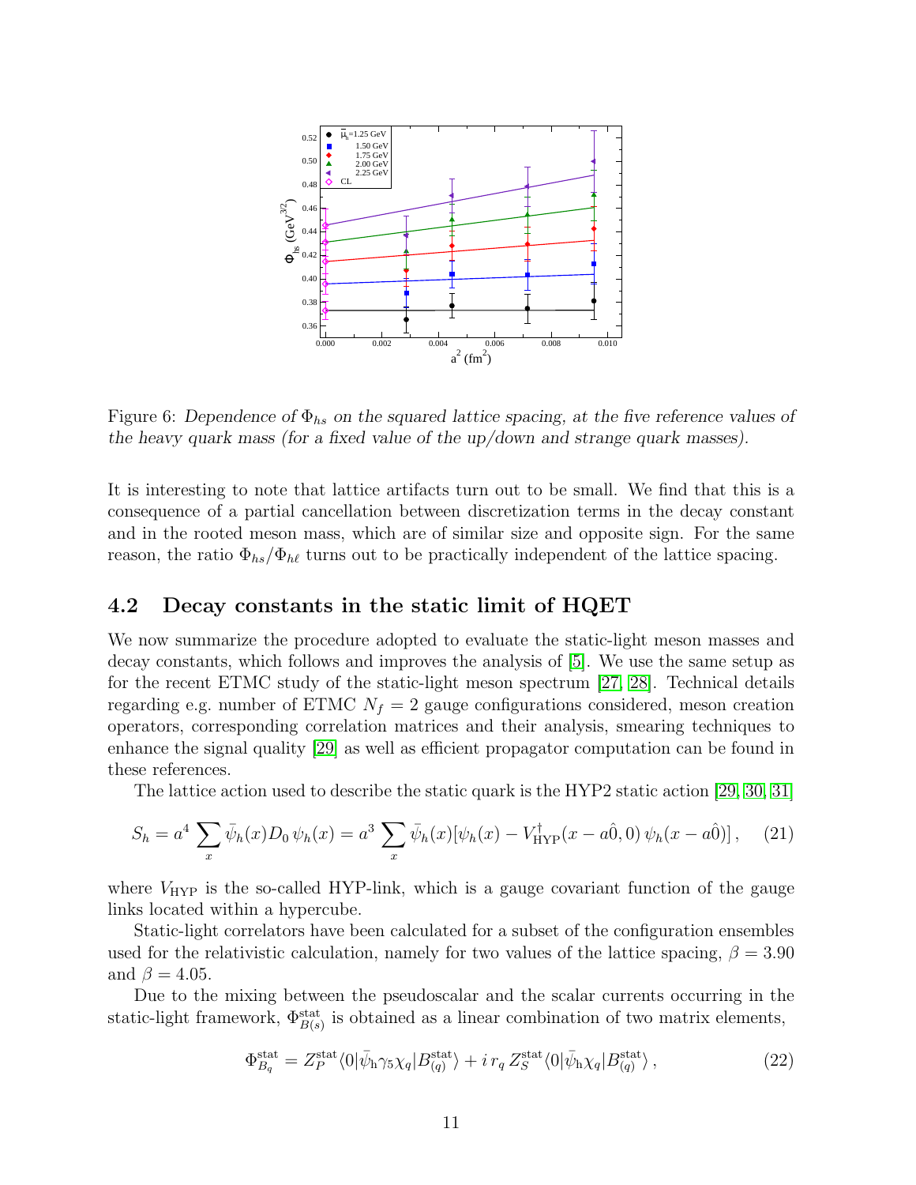Figure 6: *Dependence of $\Phi_{hs}$ on the squared lattice spacing, at the five reference values of the heavy quark mass (for a fixed value of the up/down and strange quark masses).*

It is interesting to note that lattice artifacts turn out to be small. We find that this is a consequence of a partial cancellation between discretization terms in the decay constant and in the rooted meson mass, which are of similar size and opposite sign. For the same reason, the ratio $\Phi_{hs}/\Phi_{h\ell}$ turns out to be practically independent of the lattice spacing.

## 4.2 Decay constants in the static limit of HQET

We now summarize the procedure adopted to evaluate the static-light meson masses and decay constants, which follows and improves the analysis of [5]. We use the same setup as for the recent ETMC study of the static-light meson spectrum [27, 28]. Technical details regarding e.g. number of ETMC $N_f = 2$ gauge configurations considered, meson creation operators, corresponding correlation matrices and their analysis, smearing techniques to enhance the signal quality [29] as well as efficient propagator computation can be found in these references.

The lattice action used to describe the static quark is the HYP2 static action [29, 30, 31]

$$S_h = a^4 \sum_x \bar{\psi}_h(x) D_0 \, \psi_h(x) = a^3 \sum_x \bar{\psi}_h(x)[\psi_h(x) - V^\dagger_{\mathrm{HYP}}(x - a\hat{0}, 0) \, \psi_h(x - a\hat{0})] \,, \quad (21)$$

where $V_{\mathrm{HYP}}$ is the so-called HYP-link, which is a gauge covariant function of the gauge links located within a hypercube.

Static-light correlators have been calculated for a subset of the configuration ensembles used for the relativistic calculation, namely for two values of the lattice spacing, $\beta = 3.90$ and $\beta = 4.05$.

Due to the mixing between the pseudoscalar and the scalar currents occurring in the static-light framework, $\Phi^{\mathrm{stat}}_{B(s)}$ is obtained as a linear combination of two matrix elements,

$$\Phi^{\mathrm{stat}}_{B_q} = Z^{\mathrm{stat}}_P \langle 0 | \bar{\psi}_{\mathrm{h}} \gamma_5 \chi_q | B^{\mathrm{stat}}_{(q)} \rangle + i \, r_q \, Z^{\mathrm{stat}}_S \langle 0 | \bar{\psi}_{\mathrm{h}} \chi_q | B^{\mathrm{stat}}_{(q)} \rangle \,, \quad (22)$$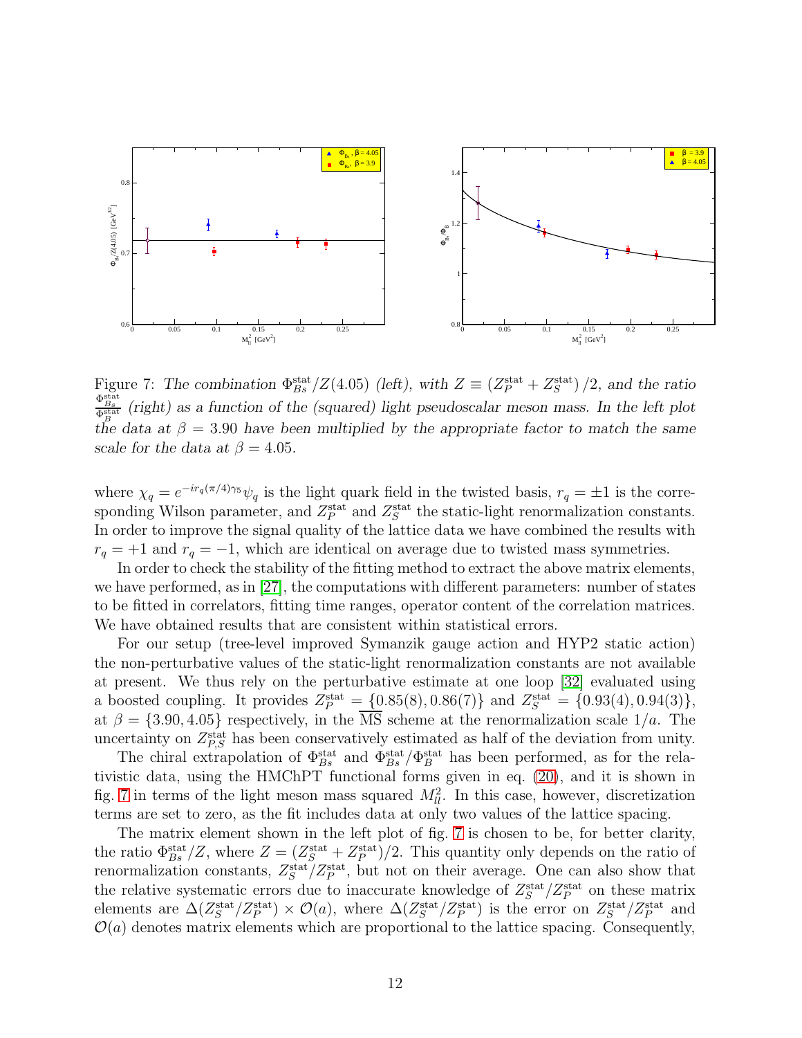Figure 7: *The combination $\Phi_{Bs}^{\rm stat}/Z(4.05)$ (left), with $Z \equiv (Z_P^{\rm stat} + Z_S^{\rm stat})/2$, and the ratio $\frac{\Phi_{Bs}^{\rm stat}}{\Phi_B^{\rm stat}}$ (right) as a function of the (squared) light pseudoscalar meson mass. In the left plot the data at $\beta = 3.90$ have been multiplied by the appropriate factor to match the same scale for the data at $\beta = 4.05$.*

where $\chi_q = e^{-ir_q(\pi/4)\gamma_5}\psi_q$ is the light quark field in the twisted basis, $r_q = \pm 1$ is the corresponding Wilson parameter, and $Z_P^{\rm stat}$ and $Z_S^{\rm stat}$ the static-light renormalization constants. In order to improve the signal quality of the lattice data we have combined the results with $r_q = +1$ and $r_q = -1$, which are identical on average due to twisted mass symmetries.

In order to check the stability of the fitting method to extract the above matrix elements, we have performed, as in [27], the computations with different parameters: number of states to be fitted in correlators, fitting time ranges, operator content of the correlation matrices. We have obtained results that are consistent within statistical errors.

For our setup (tree-level improved Symanzik gauge action and HYP2 static action) the non-perturbative values of the static-light renormalization constants are not available at present. We thus rely on the perturbative estimate at one loop [32] evaluated using a boosted coupling. It provides $Z_P^{\rm stat} = \{0.85(8), 0.86(7)\}$ and $Z_S^{\rm stat} = \{0.93(4), 0.94(3)\}$, at $\beta = \{3.90, 4.05\}$ respectively, in the $\overline{\rm MS}$ scheme at the renormalization scale $1/a$. The uncertainty on $Z_{P,S}^{\rm stat}$ has been conservatively estimated as half of the deviation from unity.

The chiral extrapolation of $\Phi_{Bs}^{\rm stat}$ and $\Phi_{Bs}^{\rm stat}/\Phi_B^{\rm stat}$ has been performed, as for the relativistic data, using the HMChPT functional forms given in eq. (20), and it is shown in fig. 7 in terms of the light meson mass squared $M_{ll}^2$. In this case, however, discretization terms are set to zero, as the fit includes data at only two values of the lattice spacing.

The matrix element shown in the left plot of fig. 7 is chosen to be, for better clarity, the ratio $\Phi_{Bs}^{\rm stat}/Z$, where $Z = (Z_S^{\rm stat} + Z_P^{\rm stat})/2$. This quantity only depends on the ratio of renormalization constants, $Z_S^{\rm stat}/Z_P^{\rm stat}$, but not on their average. One can also show that the relative systematic errors due to inaccurate knowledge of $Z_S^{\rm stat}/Z_P^{\rm stat}$ on these matrix elements are $\Delta(Z_S^{\rm stat}/Z_P^{\rm stat}) \times \mathcal{O}(a)$, where $\Delta(Z_S^{\rm stat}/Z_P^{\rm stat})$ is the error on $Z_S^{\rm stat}/Z_P^{\rm stat}$ and $\mathcal{O}(a)$ denotes matrix elements which are proportional to the lattice spacing. Consequently,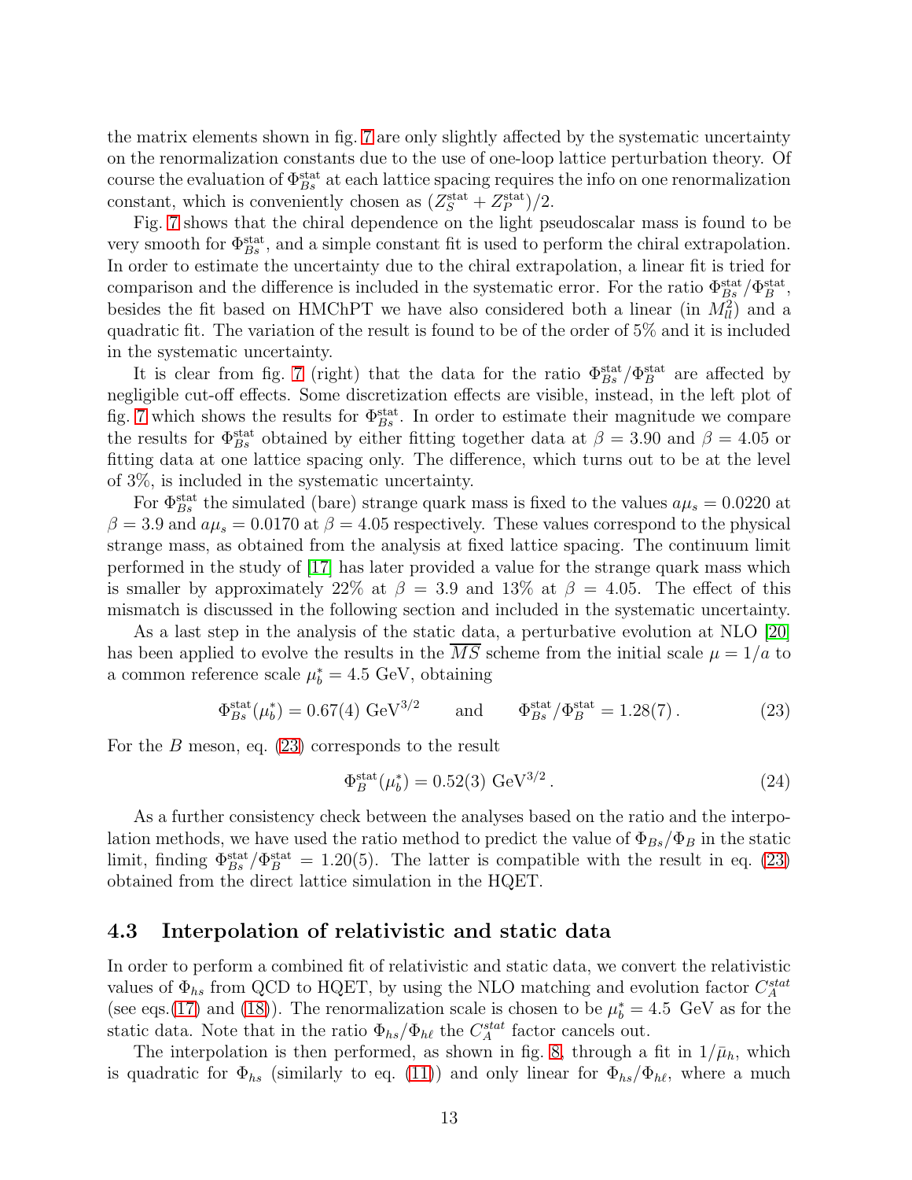the matrix elements shown in fig. 7 are only slightly affected by the systematic uncertainty on the renormalization constants due to the use of one-loop lattice perturbation theory. Of course the evaluation of $\Phi_{Bs}^{\rm stat}$ at each lattice spacing requires the info on one renormalization constant, which is conveniently chosen as $(Z_S^{\rm stat} + Z_P^{\rm stat})/2$.

Fig. 7 shows that the chiral dependence on the light pseudoscalar mass is found to be very smooth for $\Phi_{Bs}^{\rm stat}$, and a simple constant fit is used to perform the chiral extrapolation. In order to estimate the uncertainty due to the chiral extrapolation, a linear fit is tried for comparison and the difference is included in the systematic error. For the ratio $\Phi_{Bs}^{\rm stat}/\Phi_B^{\rm stat}$, besides the fit based on HMChPT we have also considered both a linear (in $M_{ll}^2$) and a quadratic fit. The variation of the result is found to be of the order of 5% and it is included in the systematic uncertainty.

It is clear from fig. 7 (right) that the data for the ratio $\Phi_{Bs}^{\rm stat}/\Phi_B^{\rm stat}$ are affected by negligible cut-off effects. Some discretization effects are visible, instead, in the left plot of fig. 7 which shows the results for $\Phi_{Bs}^{\rm stat}$. In order to estimate their magnitude we compare the results for $\Phi_{Bs}^{\rm stat}$ obtained by either fitting together data at $\beta = 3.90$ and $\beta = 4.05$ or fitting data at one lattice spacing only. The difference, which turns out to be at the level of 3%, is included in the systematic uncertainty.

For $\Phi_{Bs}^{\rm stat}$ the simulated (bare) strange quark mass is fixed to the values $a\mu_s = 0.0220$ at $\beta = 3.9$ and $a\mu_s = 0.0170$ at $\beta = 4.05$ respectively. These values correspond to the physical strange mass, as obtained from the analysis at fixed lattice spacing. The continuum limit performed in the study of [17] has later provided a value for the strange quark mass which is smaller by approximately 22% at $\beta = 3.9$ and 13% at $\beta = 4.05$. The effect of this mismatch is discussed in the following section and included in the systematic uncertainty.

As a last step in the analysis of the static data, a perturbative evolution at NLO [20] has been applied to evolve the results in the $\overline{MS}$ scheme from the initial scale $\mu = 1/a$ to a common reference scale $\mu_b^* = 4.5$ GeV, obtaining

$$\Phi_{Bs}^{\rm stat}(\mu_b^*) = 0.67(4)\ {\rm GeV}^{3/2} \qquad \text{and} \qquad \Phi_{Bs}^{\rm stat}/\Phi_B^{\rm stat} = 1.28(7)\,. \tag{23}$$

For the $B$ meson, eq. (23) corresponds to the result

$$\Phi_B^{\rm stat}(\mu_b^*) = 0.52(3)\ {\rm GeV}^{3/2}\,. \tag{24}$$

As a further consistency check between the analyses based on the ratio and the interpolation methods, we have used the ratio method to predict the value of $\Phi_{Bs}/\Phi_B$ in the static limit, finding $\Phi_{Bs}^{\rm stat}/\Phi_B^{\rm stat} = 1.20(5)$. The latter is compatible with the result in eq. (23) obtained from the direct lattice simulation in the HQET.

### 4.3 Interpolation of relativistic and static data

In order to perform a combined fit of relativistic and static data, we convert the relativistic values of $\Phi_{hs}$ from QCD to HQET, by using the NLO matching and evolution factor $C_A^{stat}$ (see eqs.(17) and (18)). The renormalization scale is chosen to be $\mu_b^* = 4.5$ GeV as for the static data. Note that in the ratio $\Phi_{hs}/\Phi_{h\ell}$ the $C_A^{stat}$ factor cancels out.

The interpolation is then performed, as shown in fig. 8, through a fit in $1/\bar{\mu}_h$, which is quadratic for $\Phi_{hs}$ (similarly to eq. (11)) and only linear for $\Phi_{hs}/\Phi_{h\ell}$, where a much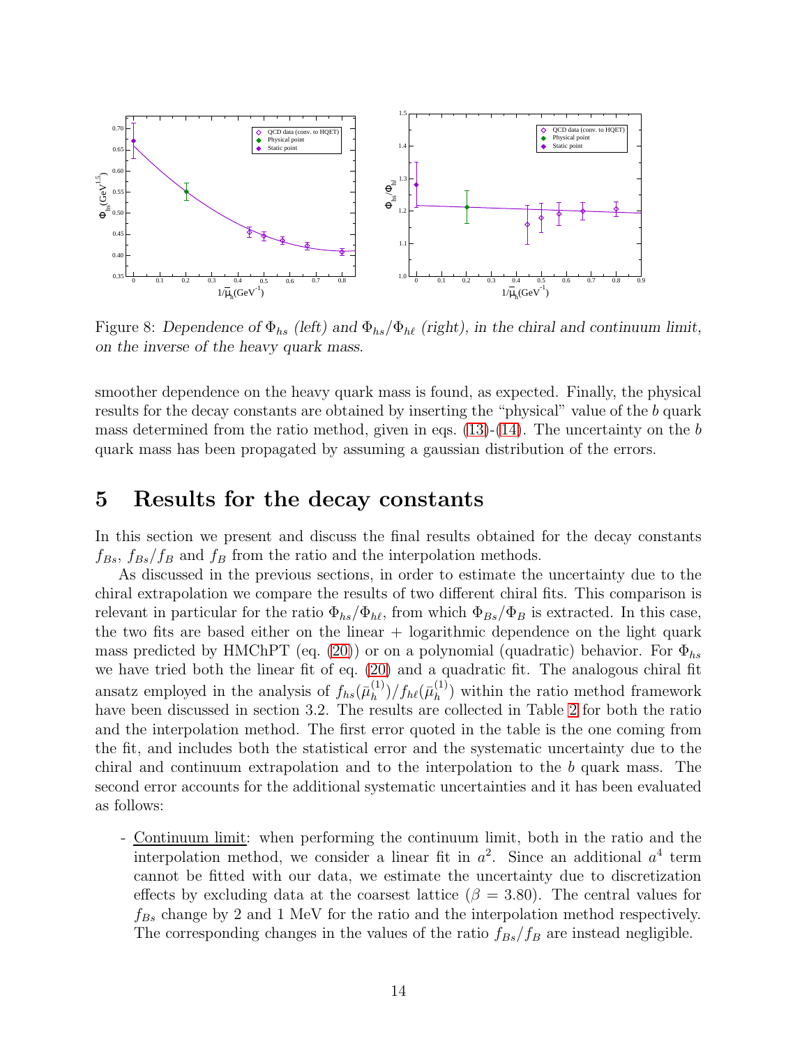Figure 8: *Dependence of $\Phi_{hs}$ (left) and $\Phi_{hs}/\Phi_{h\ell}$ (right), in the chiral and continuum limit, on the inverse of the heavy quark mass.*

smoother dependence on the heavy quark mass is found, as expected. Finally, the physical results for the decay constants are obtained by inserting the "physical" value of the $b$ quark mass determined from the ratio method, given in eqs. (13)-(14). The uncertainty on the $b$ quark mass has been propagated by assuming a gaussian distribution of the errors.

## 5 Results for the decay constants

In this section we present and discuss the final results obtained for the decay constants $f_{Bs}$, $f_{Bs}/f_B$ and $f_B$ from the ratio and the interpolation methods.

As discussed in the previous sections, in order to estimate the uncertainty due to the chiral extrapolation we compare the results of two different chiral fits. This comparison is relevant in particular for the ratio $\Phi_{hs}/\Phi_{h\ell}$, from which $\Phi_{Bs}/\Phi_B$ is extracted. In this case, the two fits are based either on the linear + logarithmic dependence on the light quark mass predicted by HMChPT (eq. (20)) or on a polynomial (quadratic) behavior. For $\Phi_{hs}$ we have tried both the linear fit of eq. (20) and a quadratic fit. The analogous chiral fit ansatz employed in the analysis of $f_{hs}(\bar{\mu}_h^{(1)})/f_{h\ell}(\bar{\mu}_h^{(1)})$ within the ratio method framework have been discussed in section 3.2. The results are collected in Table 2 for both the ratio and the interpolation method. The first error quoted in the table is the one coming from the fit, and includes both the statistical error and the systematic uncertainty due to the chiral and continuum extrapolation and to the interpolation to the $b$ quark mass. The second error accounts for the additional systematic uncertainties and it has been evaluated as follows:

- Continuum limit: when performing the continuum limit, both in the ratio and the interpolation method, we consider a linear fit in $a^2$. Since an additional $a^4$ term cannot be fitted with our data, we estimate the uncertainty due to discretization effects by excluding data at the coarsest lattice ($\beta = 3.80$). The central values for $f_{Bs}$ change by 2 and 1 MeV for the ratio and the interpolation method respectively. The corresponding changes in the values of the ratio $f_{Bs}/f_B$ are instead negligible.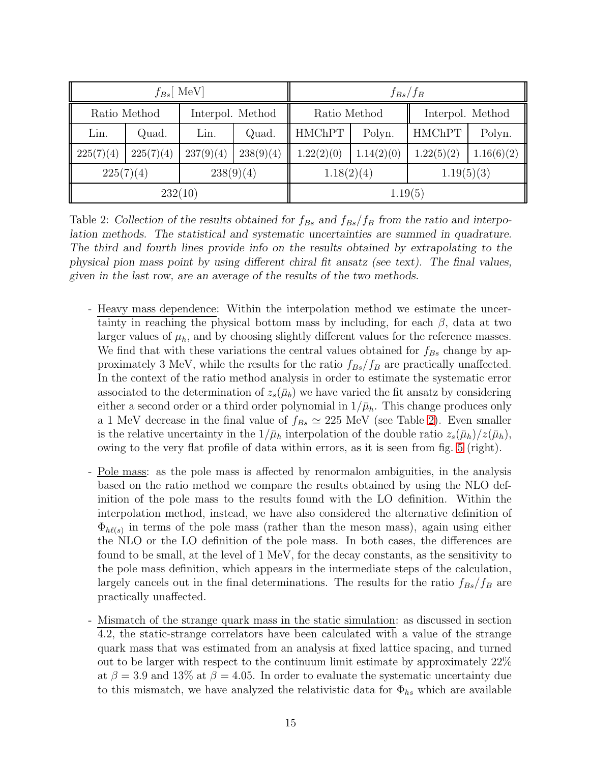| $f_{Bs}$[ MeV] | | | | $f_{Bs}/f_B$ | | | |
|---|---|---|---|---|---|---|---|
| Ratio Method | | Interpol. Method | | Ratio Method | | Interpol. Method | |
| Lin. | Quad. | Lin. | Quad. | HMChPT | Polyn. | HMChPT | Polyn. |
| 225(7)(4) | 225(7)(4) | 237(9)(4) | 238(9)(4) | 1.22(2)(0) | 1.14(2)(0) | 1.22(5)(2) | 1.16(6)(2) |
| 225(7)(4) | | 238(9)(4) | | 1.18(2)(4) | | 1.19(5)(3) | |
| 232(10) | | | | 1.19(5) | | | |

Table 2: *Collection of the results obtained for $f_{Bs}$ and $f_{Bs}/f_B$ from the ratio and interpolation methods. The statistical and systematic uncertainties are summed in quadrature. The third and fourth lines provide info on the results obtained by extrapolating to the physical pion mass point by using different chiral fit ansatz (see text). The final values, given in the last row, are an average of the results of the two methods.*

- Heavy mass dependence: Within the interpolation method we estimate the uncertainty in reaching the physical bottom mass by including, for each $\beta$, data at two larger values of $\mu_h$, and by choosing slightly different values for the reference masses. We find that with these variations the central values obtained for $f_{Bs}$ change by approximately 3 MeV, while the results for the ratio $f_{Bs}/f_B$ are practically unaffected. In the context of the ratio method analysis in order to estimate the systematic error associated to the determination of $z_s(\bar{\mu}_b)$ we have varied the fit ansatz by considering either a second order or a third order polynomial in $1/\bar{\mu}_h$. This change produces only a 1 MeV decrease in the final value of $f_{Bs} \simeq 225$ MeV (see Table 2). Even smaller is the relative uncertainty in the $1/\bar{\mu}_h$ interpolation of the double ratio $z_s(\bar{\mu}_h)/z(\bar{\mu}_h)$, owing to the very flat profile of data within errors, as it is seen from fig. 5 (right).

- Pole mass: as the pole mass is affected by renormalon ambiguities, in the analysis based on the ratio method we compare the results obtained by using the NLO definition of the pole mass to the results found with the LO definition. Within the interpolation method, instead, we have also considered the alternative definition of $\Phi_{h\ell(s)}$ in terms of the pole mass (rather than the meson mass), again using either the NLO or the LO definition of the pole mass. In both cases, the differences are found to be small, at the level of 1 MeV, for the decay constants, as the sensitivity to the pole mass definition, which appears in the intermediate steps of the calculation, largely cancels out in the final determinations. The results for the ratio $f_{Bs}/f_B$ are practically unaffected.

- Mismatch of the strange quark mass in the static simulation: as discussed in section 4.2, the static-strange correlators have been calculated with a value of the strange quark mass that was estimated from an analysis at fixed lattice spacing, and turned out to be larger with respect to the continuum limit estimate by approximately 22% at $\beta = 3.9$ and 13% at $\beta = 4.05$. In order to evaluate the systematic uncertainty due to this mismatch, we have analyzed the relativistic data for $\Phi_{hs}$ which are available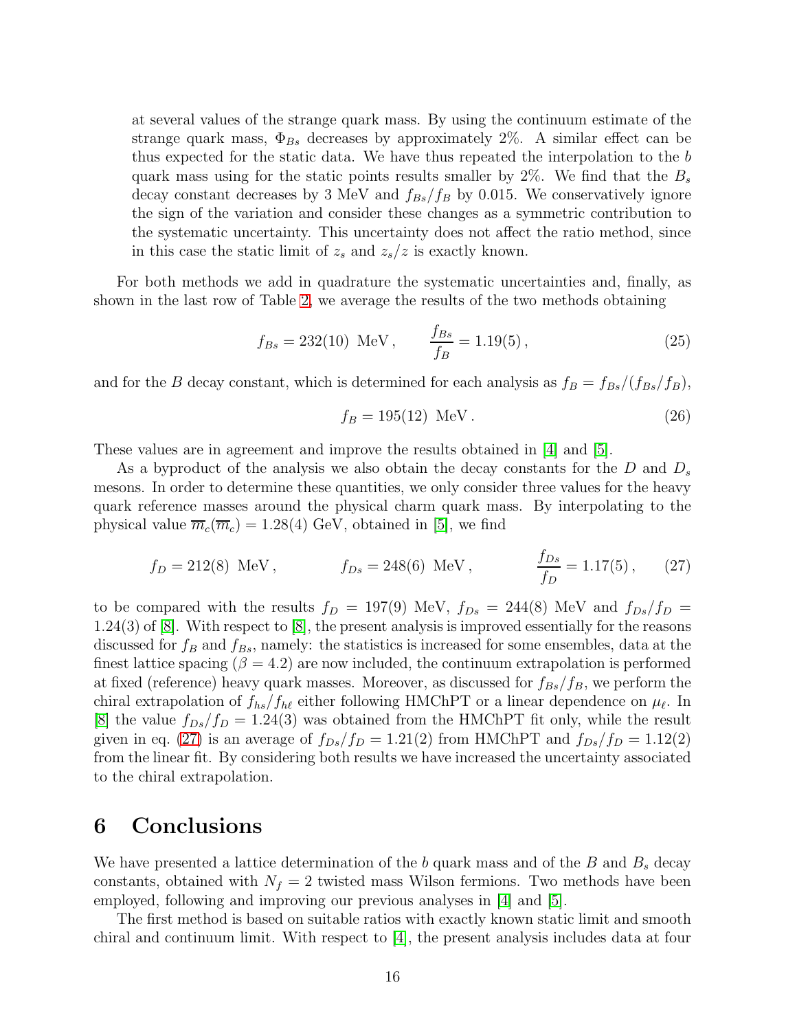at several values of the strange quark mass. By using the continuum estimate of the strange quark mass, $\Phi_{Bs}$ decreases by approximately 2%. A similar effect can be thus expected for the static data. We have thus repeated the interpolation to the $b$ quark mass using for the static points results smaller by 2%. We find that the $B_s$ decay constant decreases by 3 MeV and $f_{Bs}/f_B$ by 0.015. We conservatively ignore the sign of the variation and consider these changes as a symmetric contribution to the systematic uncertainty. This uncertainty does not affect the ratio method, since in this case the static limit of $z_s$ and $z_s/z$ is exactly known.

For both methods we add in quadrature the systematic uncertainties and, finally, as shown in the last row of Table 2, we average the results of the two methods obtaining

$$f_{Bs} = 232(10) \text{ MeV}, \qquad \frac{f_{Bs}}{f_B} = 1.19(5), \tag{25}$$

and for the $B$ decay constant, which is determined for each analysis as $f_B = f_{Bs}/(f_{Bs}/f_B)$,

$$f_B = 195(12) \text{ MeV}. \tag{26}$$

These values are in agreement and improve the results obtained in [4] and [5].

As a byproduct of the analysis we also obtain the decay constants for the $D$ and $D_s$ mesons. In order to determine these quantities, we only consider three values for the heavy quark reference masses around the physical charm quark mass. By interpolating to the physical value $\overline{m}_c(\overline{m}_c) = 1.28(4)$ GeV, obtained in [5], we find

$$f_D = 212(8) \text{ MeV}, \qquad f_{Ds} = 248(6) \text{ MeV}, \qquad \frac{f_{Ds}}{f_D} = 1.17(5), \tag{27}$$

to be compared with the results $f_D = 197(9)$ MeV, $f_{Ds} = 244(8)$ MeV and $f_{Ds}/f_D = 1.24(3)$ of [8]. With respect to [8], the present analysis is improved essentially for the reasons discussed for $f_B$ and $f_{Bs}$, namely: the statistics is increased for some ensembles, data at the finest lattice spacing ($\beta = 4.2$) are now included, the continuum extrapolation is performed at fixed (reference) heavy quark masses. Moreover, as discussed for $f_{Bs}/f_B$, we perform the chiral extrapolation of $f_{hs}/f_{h\ell}$ either following HMChPT or a linear dependence on $\mu_\ell$. In [8] the value $f_{Ds}/f_D = 1.24(3)$ was obtained from the HMChPT fit only, while the result given in eq. (27) is an average of $f_{Ds}/f_D = 1.21(2)$ from HMChPT and $f_{Ds}/f_D = 1.12(2)$ from the linear fit. By considering both results we have increased the uncertainty associated to the chiral extrapolation.

## 6 Conclusions

We have presented a lattice determination of the $b$ quark mass and of the $B$ and $B_s$ decay constants, obtained with $N_f = 2$ twisted mass Wilson fermions. Two methods have been employed, following and improving our previous analyses in [4] and [5].

The first method is based on suitable ratios with exactly known static limit and smooth chiral and continuum limit. With respect to [4], the present analysis includes data at four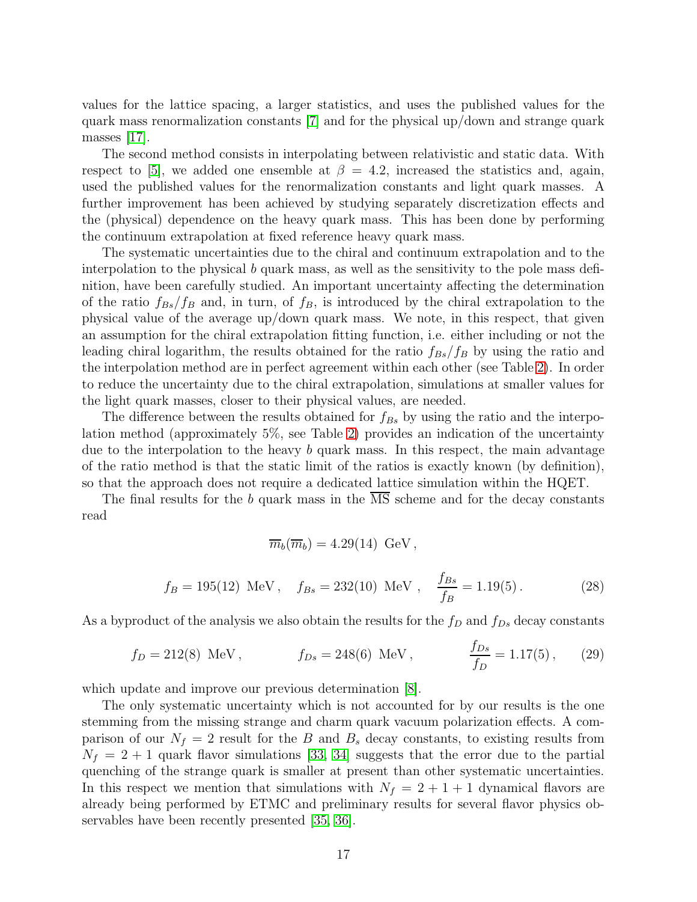values for the lattice spacing, a larger statistics, and uses the published values for the quark mass renormalization constants [7] and for the physical up/down and strange quark masses [17].

The second method consists in interpolating between relativistic and static data. With respect to [5], we added one ensemble at $\beta = 4.2$, increased the statistics and, again, used the published values for the renormalization constants and light quark masses. A further improvement has been achieved by studying separately discretization effects and the (physical) dependence on the heavy quark mass. This has been done by performing the continuum extrapolation at fixed reference heavy quark mass.

The systematic uncertainties due to the chiral and continuum extrapolation and to the interpolation to the physical $b$ quark mass, as well as the sensitivity to the pole mass definition, have been carefully studied. An important uncertainty affecting the determination of the ratio $f_{Bs}/f_B$ and, in turn, of $f_B$, is introduced by the chiral extrapolation to the physical value of the average up/down quark mass. We note, in this respect, that given an assumption for the chiral extrapolation fitting function, i.e. either including or not the leading chiral logarithm, the results obtained for the ratio $f_{Bs}/f_B$ by using the ratio and the interpolation method are in perfect agreement within each other (see Table 2). In order to reduce the uncertainty due to the chiral extrapolation, simulations at smaller values for the light quark masses, closer to their physical values, are needed.

The difference between the results obtained for $f_{Bs}$ by using the ratio and the interpolation method (approximately 5%, see Table 2) provides an indication of the uncertainty due to the interpolation to the heavy $b$ quark mass. In this respect, the main advantage of the ratio method is that the static limit of the ratios is exactly known (by definition), so that the approach does not require a dedicated lattice simulation within the HQET.

The final results for the $b$ quark mass in the $\overline{\rm MS}$ scheme and for the decay constants read

$$\overline{m}_b(\overline{m}_b) = 4.29(14)\ \text{GeV}\,,$$

$$f_B = 195(12)\ \text{MeV}\,, \quad f_{Bs} = 232(10)\ \text{MeV}\ , \quad \frac{f_{Bs}}{f_B} = 1.19(5)\,. \tag{28}$$

As a byproduct of the analysis we also obtain the results for the $f_D$ and $f_{Ds}$ decay constants

$$f_D = 212(8)\ \text{MeV}\,, \qquad f_{Ds} = 248(6)\ \text{MeV}\,, \qquad \frac{f_{Ds}}{f_D} = 1.17(5)\,, \tag{29}$$

which update and improve our previous determination [8].

The only systematic uncertainty which is not accounted for by our results is the one stemming from the missing strange and charm quark vacuum polarization effects. A comparison of our $N_f = 2$ result for the $B$ and $B_s$ decay constants, to existing results from $N_f = 2 + 1$ quark flavor simulations [33, 34] suggests that the error due to the partial quenching of the strange quark is smaller at present than other systematic uncertainties. In this respect we mention that simulations with $N_f = 2 + 1 + 1$ dynamical flavors are already being performed by ETMC and preliminary results for several flavor physics observables have been recently presented [35, 36].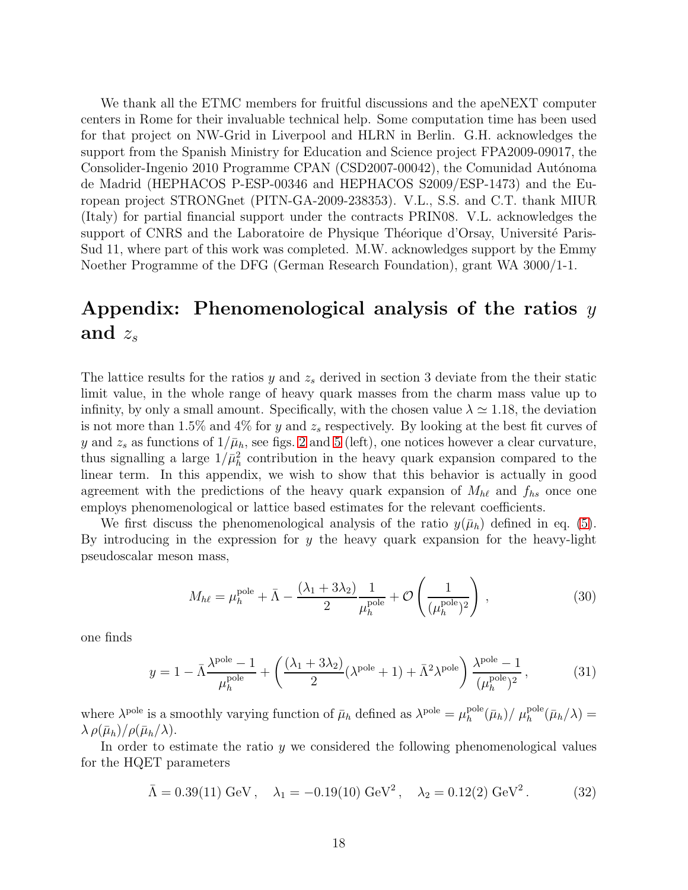We thank all the ETMC members for fruitful discussions and the apeNEXT computer centers in Rome for their invaluable technical help. Some computation time has been used for that project on NW-Grid in Liverpool and HLRN in Berlin. G.H. acknowledges the support from the Spanish Ministry for Education and Science project FPA2009-09017, the Consolider-Ingenio 2010 Programme CPAN (CSD2007-00042), the Comunidad Autónoma de Madrid (HEPHACOS P-ESP-00346 and HEPHACOS S2009/ESP-1473) and the European project STRONGnet (PITN-GA-2009-238353). V.L., S.S. and C.T. thank MIUR (Italy) for partial financial support under the contracts PRIN08. V.L. acknowledges the support of CNRS and the Laboratoire de Physique Théorique d'Orsay, Université Paris-Sud 11, where part of this work was completed. M.W. acknowledges support by the Emmy Noether Programme of the DFG (German Research Foundation), grant WA 3000/1-1.

# Appendix: Phenomenological analysis of the ratios $y$ and $z_s$

The lattice results for the ratios $y$ and $z_s$ derived in section 3 deviate from the their static limit value, in the whole range of heavy quark masses from the charm mass value up to infinity, by only a small amount. Specifically, with the chosen value $\lambda \simeq 1.18$, the deviation is not more than 1.5% and 4% for $y$ and $z_s$ respectively. By looking at the best fit curves of $y$ and $z_s$ as functions of $1/\bar{\mu}_h$, see figs. 2 and 5 (left), one notices however a clear curvature, thus signalling a large $1/\bar{\mu}_h^2$ contribution in the heavy quark expansion compared to the linear term. In this appendix, we wish to show that this behavior is actually in good agreement with the predictions of the heavy quark expansion of $M_{h\ell}$ and $f_{hs}$ once one employs phenomenological or lattice based estimates for the relevant coefficients.

We first discuss the phenomenological analysis of the ratio $y(\bar{\mu}_h)$ defined in eq. (5). By introducing in the expression for $y$ the heavy quark expansion for the heavy-light pseudoscalar meson mass,

$$M_{h\ell} = \mu_h^{\rm pole} + \bar{\Lambda} - \frac{(\lambda_1 + 3\lambda_2)}{2}\frac{1}{\mu_h^{\rm pole}} + \mathcal{O}\left(\frac{1}{(\mu_h^{\rm pole})^2}\right) , \tag{30}$$

one finds

$$y = 1 - \bar{\Lambda}\frac{\lambda^{\rm pole} - 1}{\mu_h^{\rm pole}} + \left(\frac{(\lambda_1 + 3\lambda_2)}{2}(\lambda^{\rm pole} + 1) + \bar{\Lambda}^2 \lambda^{\rm pole}\right)\frac{\lambda^{\rm pole} - 1}{(\mu_h^{\rm pole})^2} , \tag{31}$$

where $\lambda^{\rm pole}$ is a smoothly varying function of $\bar{\mu}_h$ defined as $\lambda^{\rm pole} = \mu_h^{\rm pole}(\bar{\mu}_h)/\, \mu_h^{\rm pole}(\bar{\mu}_h/\lambda) = \lambda\, \rho(\bar{\mu}_h)/\rho(\bar{\mu}_h/\lambda)$.

In order to estimate the ratio $y$ we considered the following phenomenological values for the HQET parameters

$$\bar{\Lambda} = 0.39(11) \text{ GeV} , \quad \lambda_1 = -0.19(10) \text{ GeV}^2 , \quad \lambda_2 = 0.12(2) \text{ GeV}^2 . \tag{32}$$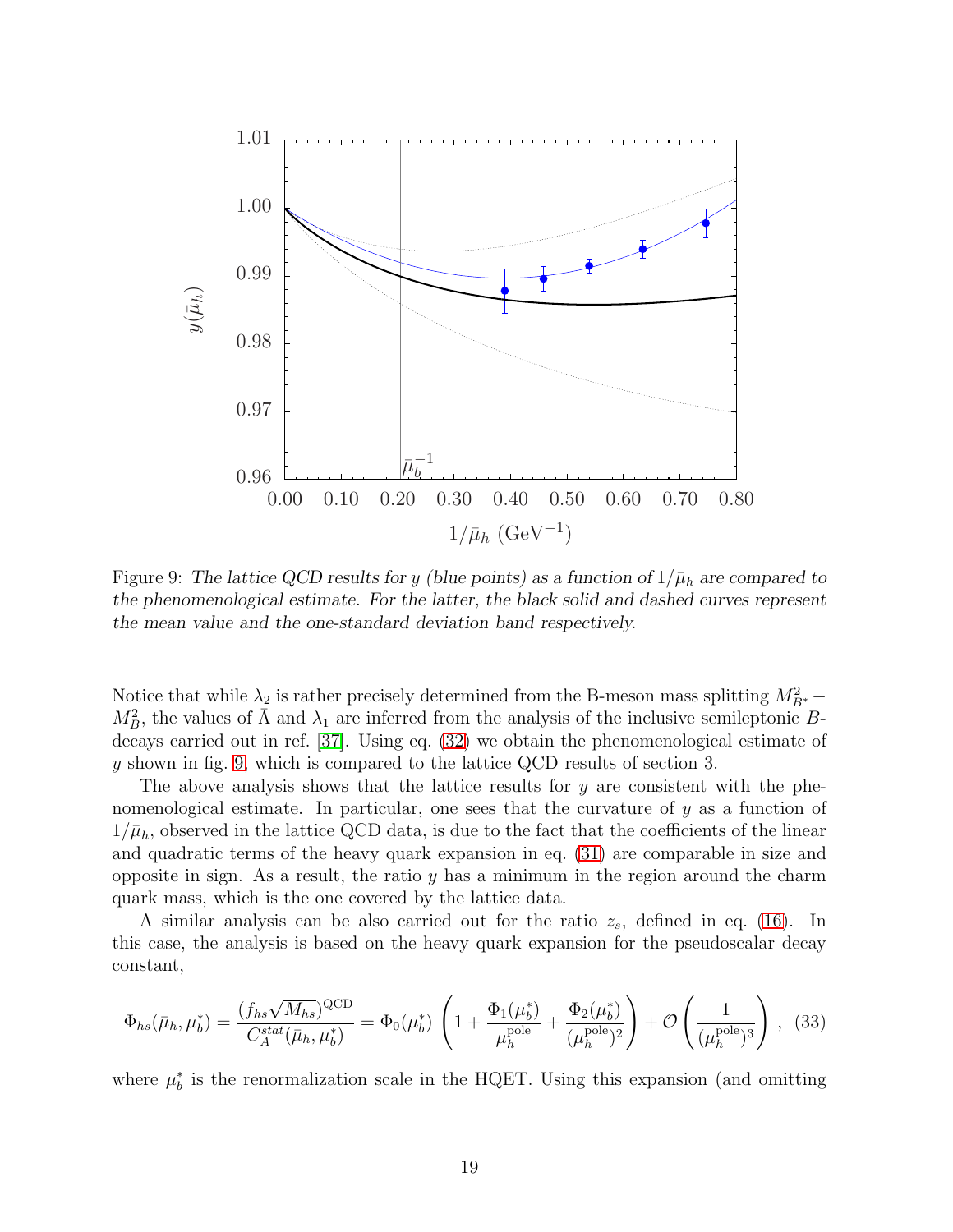Figure 9: *The lattice QCD results for $y$ (blue points) as a function of $1/\bar{\mu}_h$ are compared to the phenomenological estimate. For the latter, the black solid and dashed curves represent the mean value and the one-standard deviation band respectively.*

Notice that while $\lambda_2$ is rather precisely determined from the B-meson mass splitting $M_{B^*}^2 - M_B^2$, the values of $\bar{\Lambda}$ and $\lambda_1$ are inferred from the analysis of the inclusive semileptonic $B$-decays carried out in ref. [37]. Using eq. (32) we obtain the phenomenological estimate of $y$ shown in fig. 9, which is compared to the lattice QCD results of section 3.

The above analysis shows that the lattice results for $y$ are consistent with the phenomenological estimate. In particular, one sees that the curvature of $y$ as a function of $1/\bar{\mu}_h$, observed in the lattice QCD data, is due to the fact that the coefficients of the linear and quadratic terms of the heavy quark expansion in eq. (31) are comparable in size and opposite in sign. As a result, the ratio $y$ has a minimum in the region around the charm quark mass, which is the one covered by the lattice data.

A similar analysis can be also carried out for the ratio $z_s$, defined in eq. (16). In this case, the analysis is based on the heavy quark expansion for the pseudoscalar decay constant,

$$\Phi_{hs}(\bar{\mu}_h, \mu_b^*) = \frac{(f_{hs}\sqrt{M_{hs}})^{\rm QCD}}{C_A^{stat}(\bar{\mu}_h, \mu_b^*)} = \Phi_0(\mu_b^*) \left(1 + \frac{\Phi_1(\mu_b^*)}{\mu_h^{\rm pole}} + \frac{\Phi_2(\mu_b^*)}{(\mu_h^{\rm pole})^2}\right) + \mathcal{O}\left(\frac{1}{(\mu_h^{\rm pole})^3}\right) , \quad (33)$$

where $\mu_b^*$ is the renormalization scale in the HQET. Using this expansion (and omitting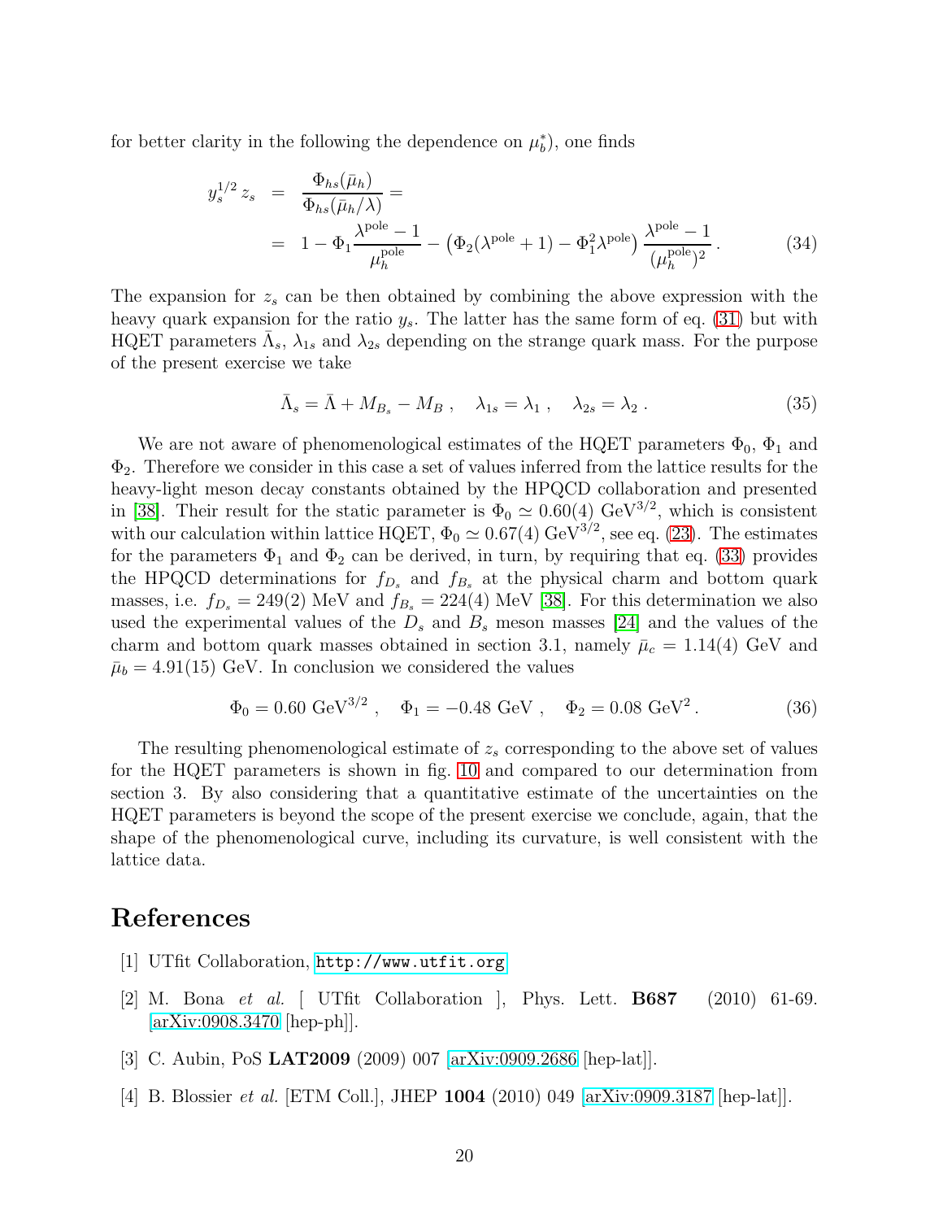for better clarity in the following the dependence on $\mu_b^*$), one finds

$$
\begin{aligned}
y_s^{1/2}\, z_s &= \frac{\Phi_{hs}(\bar{\mu}_h)}{\Phi_{hs}(\bar{\mu}_h/\lambda)} = \\
&= 1 - \Phi_1 \frac{\lambda^{\text{pole}} - 1}{\mu_h^{\text{pole}}} - \left(\Phi_2(\lambda^{\text{pole}} + 1) - \Phi_1^2 \lambda^{\text{pole}}\right) \frac{\lambda^{\text{pole}} - 1}{(\mu_h^{\text{pole}})^2} \,.
\end{aligned}
\tag{34}
$$

The expansion for $z_s$ can be then obtained by combining the above expression with the heavy quark expansion for the ratio $y_s$. The latter has the same form of eq. (31) but with HQET parameters $\bar{\Lambda}_s$, $\lambda_{1s}$ and $\lambda_{2s}$ depending on the strange quark mass. For the purpose of the present exercise we take

$$
\bar{\Lambda}_s = \bar{\Lambda} + M_{B_s} - M_B \,, \quad \lambda_{1s} = \lambda_1 \,, \quad \lambda_{2s} = \lambda_2 \,. \tag{35}
$$

We are not aware of phenomenological estimates of the HQET parameters $\Phi_0$, $\Phi_1$ and $\Phi_2$. Therefore we consider in this case a set of values inferred from the lattice results for the heavy-light meson decay constants obtained by the HPQCD collaboration and presented in [38]. Their result for the static parameter is $\Phi_0 \simeq 0.60(4)$ GeV$^{3/2}$, which is consistent with our calculation within lattice HQET, $\Phi_0 \simeq 0.67(4)$ GeV$^{3/2}$, see eq. (23). The estimates for the parameters $\Phi_1$ and $\Phi_2$ can be derived, in turn, by requiring that eq. (33) provides the HPQCD determinations for $f_{D_s}$ and $f_{B_s}$ at the physical charm and bottom quark masses, i.e. $f_{D_s} = 249(2)$ MeV and $f_{B_s} = 224(4)$ MeV [38]. For this determination we also used the experimental values of the $D_s$ and $B_s$ meson masses [24] and the values of the charm and bottom quark masses obtained in section 3.1, namely $\bar{\mu}_c = 1.14(4)$ GeV and $\bar{\mu}_b = 4.91(15)$ GeV. In conclusion we considered the values

$$
\Phi_0 = 0.60 \text{ GeV}^{3/2} \,, \quad \Phi_1 = -0.48 \text{ GeV} \,, \quad \Phi_2 = 0.08 \text{ GeV}^2 \,. \tag{36}
$$

The resulting phenomenological estimate of $z_s$ corresponding to the above set of values for the HQET parameters is shown in fig. 10 and compared to our determination from section 3. By also considering that a quantitative estimate of the uncertainties on the HQET parameters is beyond the scope of the present exercise we conclude, again, that the shape of the phenomenological curve, including its curvature, is well consistent with the lattice data.

# References

[1] UTfit Collaboration, http://www.utfit.org

[2] M. Bona *et al.* [ UTfit Collaboration ], Phys. Lett. **B687** (2010) 61-69. [arXiv:0908.3470 [hep-ph]].

[3] C. Aubin, PoS **LAT2009** (2009) 007 [arXiv:0909.2686 [hep-lat]].

[4] B. Blossier *et al.* [ETM Coll.], JHEP **1004** (2010) 049 [arXiv:0909.3187 [hep-lat]].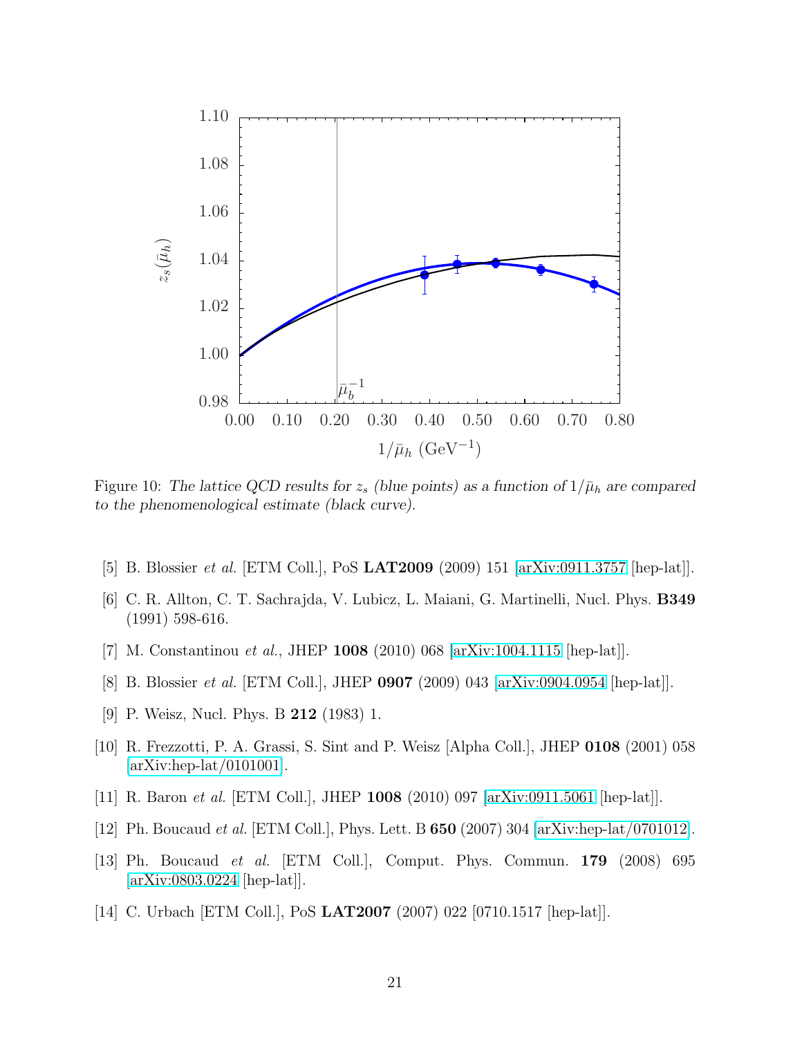Figure 10: *The lattice QCD results for $z_s$ (blue points) as a function of $1/\bar{\mu}_h$ are compared to the phenomenological estimate (black curve).*

[5] B. Blossier *et al.* [ETM Coll.], PoS **LAT2009** (2009) 151 [arXiv:0911.3757 [hep-lat]].

[6] C. R. Allton, C. T. Sachrajda, V. Lubicz, L. Maiani, G. Martinelli, Nucl. Phys. **B349** (1991) 598-616.

[7] M. Constantinou *et al.*, JHEP **1008** (2010) 068 [arXiv:1004.1115 [hep-lat]].

[8] B. Blossier *et al.* [ETM Coll.], JHEP **0907** (2009) 043 [arXiv:0904.0954 [hep-lat]].

[9] P. Weisz, Nucl. Phys. B **212** (1983) 1.

[10] R. Frezzotti, P. A. Grassi, S. Sint and P. Weisz [Alpha Coll.], JHEP **0108** (2001) 058 [arXiv:hep-lat/0101001].

[11] R. Baron *et al.* [ETM Coll.], JHEP **1008** (2010) 097 [arXiv:0911.5061 [hep-lat]].

[12] Ph. Boucaud *et al.* [ETM Coll.], Phys. Lett. B **650** (2007) 304 [arXiv:hep-lat/0701012].

[13] Ph. Boucaud *et al.* [ETM Coll.], Comput. Phys. Commun. **179** (2008) 695 [arXiv:0803.0224 [hep-lat]].

[14] C. Urbach [ETM Coll.], PoS **LAT2007** (2007) 022 [0710.1517 [hep-lat]].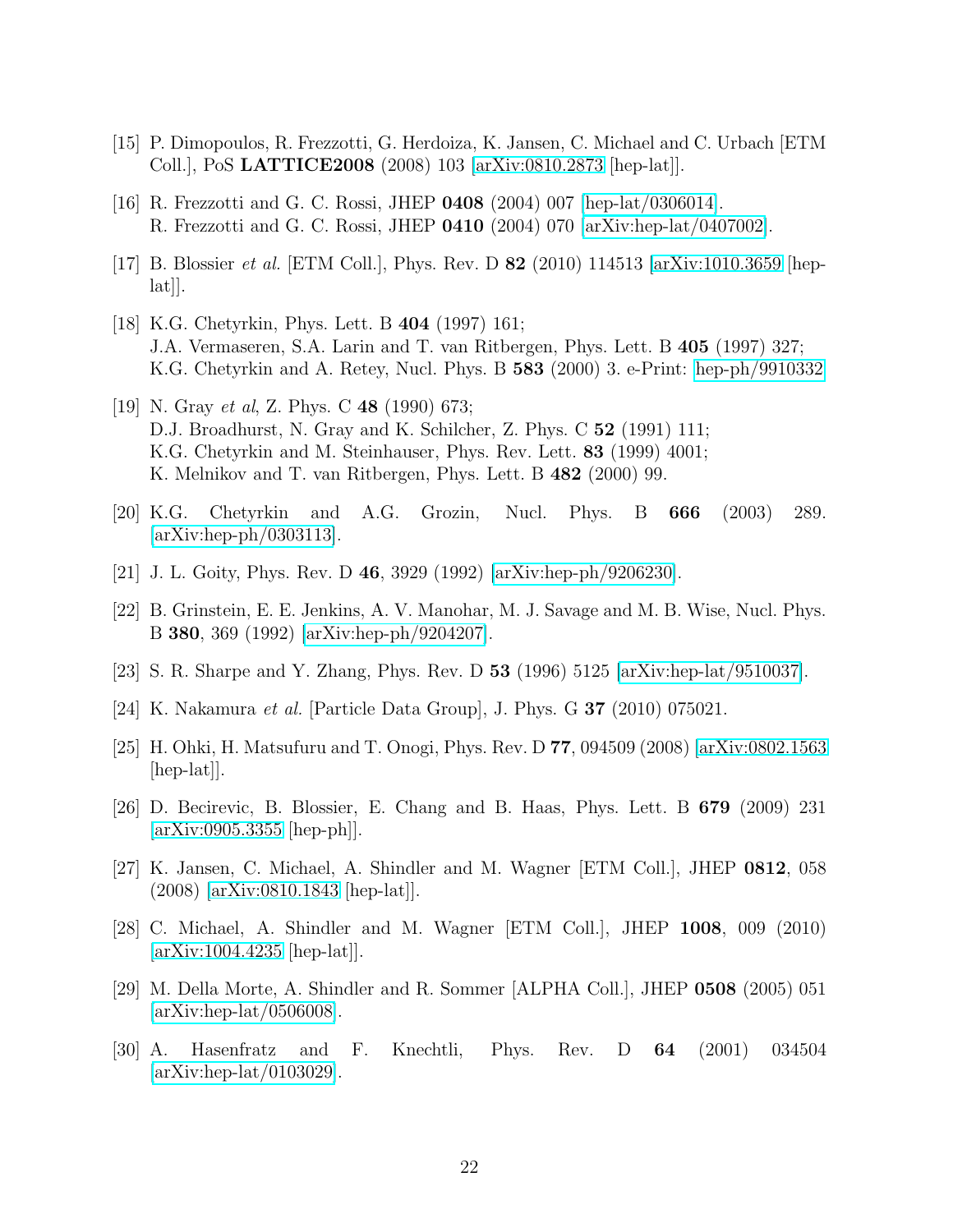[15] P. Dimopoulos, R. Frezzotti, G. Herdoiza, K. Jansen, C. Michael and C. Urbach [ETM Coll.], PoS **LATTICE2008** (2008) 103 [arXiv:0810.2873 [hep-lat]].

[16] R. Frezzotti and G. C. Rossi, JHEP **0408** (2004) 007 [hep-lat/0306014].
R. Frezzotti and G. C. Rossi, JHEP **0410** (2004) 070 [arXiv:hep-lat/0407002].

[17] B. Blossier *et al.* [ETM Coll.], Phys. Rev. D **82** (2010) 114513 [arXiv:1010.3659 [hep-lat]].

[18] K.G. Chetyrkin, Phys. Lett. B **404** (1997) 161;
J.A. Vermaseren, S.A. Larin and T. van Ritbergen, Phys. Lett. B **405** (1997) 327;
K.G. Chetyrkin and A. Retey, Nucl. Phys. B **583** (2000) 3. e-Print: hep-ph/9910332

[19] N. Gray *et al*, Z. Phys. C **48** (1990) 673;
D.J. Broadhurst, N. Gray and K. Schilcher, Z. Phys. C **52** (1991) 111;
K.G. Chetyrkin and M. Steinhauser, Phys. Rev. Lett. **83** (1999) 4001;
K. Melnikov and T. van Ritbergen, Phys. Lett. B **482** (2000) 99.

[20] K.G. Chetyrkin and A.G. Grozin, Nucl. Phys. B **666** (2003) 289. [arXiv:hep-ph/0303113].

[21] J. L. Goity, Phys. Rev. D **46**, 3929 (1992) [arXiv:hep-ph/9206230].

[22] B. Grinstein, E. E. Jenkins, A. V. Manohar, M. J. Savage and M. B. Wise, Nucl. Phys. B **380**, 369 (1992) [arXiv:hep-ph/9204207].

[23] S. R. Sharpe and Y. Zhang, Phys. Rev. D **53** (1996) 5125 [arXiv:hep-lat/9510037].

[24] K. Nakamura *et al.* [Particle Data Group], J. Phys. G **37** (2010) 075021.

[25] H. Ohki, H. Matsufuru and T. Onogi, Phys. Rev. D **77**, 094509 (2008) [arXiv:0802.1563 [hep-lat]].

[26] D. Becirevic, B. Blossier, E. Chang and B. Haas, Phys. Lett. B **679** (2009) 231 [arXiv:0905.3355 [hep-ph]].

[27] K. Jansen, C. Michael, A. Shindler and M. Wagner [ETM Coll.], JHEP **0812**, 058 (2008) [arXiv:0810.1843 [hep-lat]].

[28] C. Michael, A. Shindler and M. Wagner [ETM Coll.], JHEP **1008**, 009 (2010) [arXiv:1004.4235 [hep-lat]].

[29] M. Della Morte, A. Shindler and R. Sommer [ALPHA Coll.], JHEP **0508** (2005) 051 [arXiv:hep-lat/0506008].

[30] A. Hasenfratz and F. Knechtli, Phys. Rev. D **64** (2001) 034504 [arXiv:hep-lat/0103029].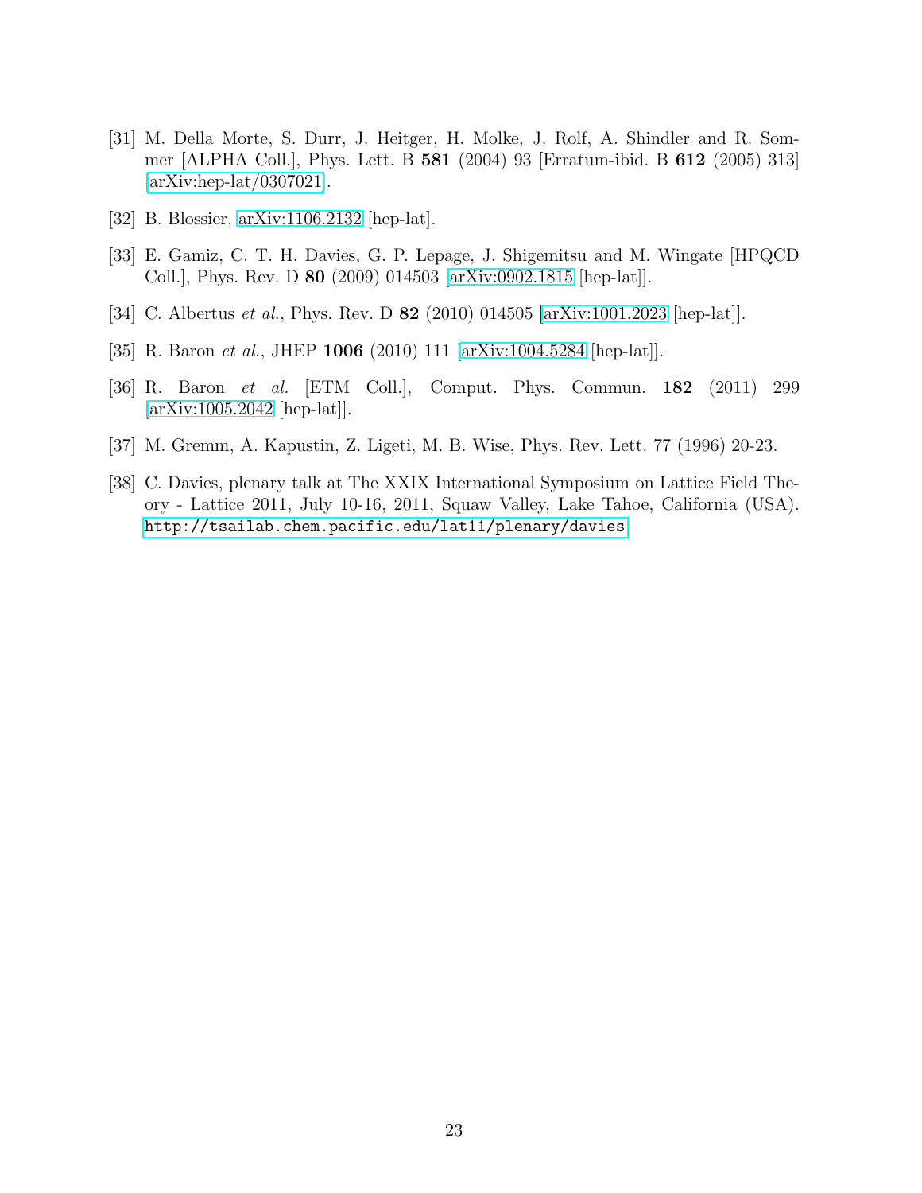[31] M. Della Morte, S. Durr, J. Heitger, H. Molke, J. Rolf, A. Shindler and R. Sommer [ALPHA Coll.], Phys. Lett. B **581** (2004) 93 [Erratum-ibid. B **612** (2005) 313] [arXiv:hep-lat/0307021].

[32] B. Blossier, arXiv:1106.2132 [hep-lat].

[33] E. Gamiz, C. T. H. Davies, G. P. Lepage, J. Shigemitsu and M. Wingate [HPQCD Coll.], Phys. Rev. D **80** (2009) 014503 [arXiv:0902.1815 [hep-lat]].

[34] C. Albertus *et al.*, Phys. Rev. D **82** (2010) 014505 [arXiv:1001.2023 [hep-lat]].

[35] R. Baron *et al.*, JHEP **1006** (2010) 111 [arXiv:1004.5284 [hep-lat]].

[36] R. Baron *et al.* [ETM Coll.], Comput. Phys. Commun. **182** (2011) 299 [arXiv:1005.2042 [hep-lat]].

[37] M. Gremm, A. Kapustin, Z. Ligeti, M. B. Wise, Phys. Rev. Lett. 77 (1996) 20-23.

[38] C. Davies, plenary talk at The XXIX International Symposium on Lattice Field Theory - Lattice 2011, July 10-16, 2011, Squaw Valley, Lake Tahoe, California (USA). `http://tsailab.chem.pacific.edu/lat11/plenary/davies`